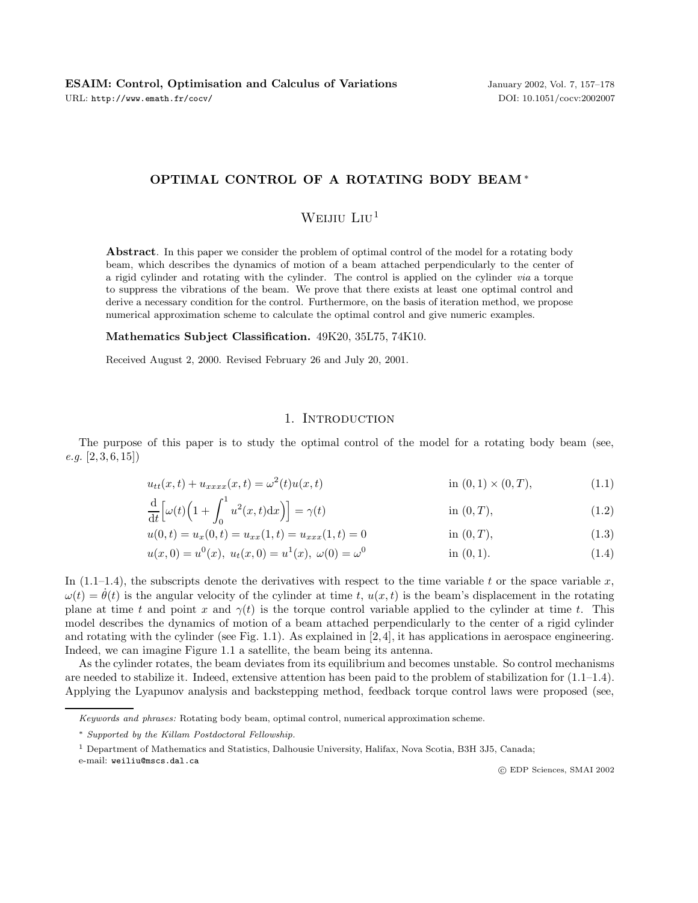# OPTIMAL CONTROL OF A ROTATING BODY BEAM *

Weijiu Liu[1]

**Abstract**. In this paper we consider the problem of optimal control of the model for a rotating body beam, which describes the dynamics of motion of a beam attached perpendicularly to the center of a rigid cylinder and rotating with the cylinder. The control is applied on the cylinder *via* a torque to suppress the vibrations of the beam. We prove that there exists at least one optimal control and derive a necessary condition for the control. Furthermore, on the basis of iteration method, we propose numerical approximation scheme to calculate the optimal control and give numeric examples.

**Mathematics Subject Classification.** 49K20, 35L75, 74K10.

Received August 2, 2000. Revised February 26 and July 20, 2001.

## 1. Introduction

The purpose of this paper is to study the optimal control of the model for a rotating body beam (see, *e.g.* [2,3,6,15])

$$u_{tt}(x,t) + u_{xxxx}(x,t) = \omega^2(t)u(x,t) \qquad \text{in } (0,1)\times(0,T), \tag{1.1}$$

$$\frac{\mathrm{d}}{\mathrm{d}t}\Big[\omega(t)\Big(1+\int_0^1 u^2(x,t)\mathrm{d}x\Big)\Big] = \gamma(t) \qquad \text{in } (0,T), \tag{1.2}$$

$$u(0,t) = u_x(0,t) = u_{xx}(1,t) = u_{xxx}(1,t) = 0 \qquad \text{in } (0,T), \tag{1.3}$$

$$u(x,0) = u^0(x),\ u_t(x,0) = u^1(x),\ \omega(0) = \omega^0 \qquad \text{in } (0,1). \tag{1.4}$$

In (1.1–1.4), the subscripts denote the derivatives with respect to the time variable $t$ or the space variable $x$, $\omega(t) = \dot{\theta}(t)$ is the angular velocity of the cylinder at time $t$, $u(x,t)$ is the beam's displacement in the rotating plane at time $t$ and point $x$ and $\gamma(t)$ is the torque control variable applied to the cylinder at time $t$. This model describes the dynamics of motion of a beam attached perpendicularly to the center of a rigid cylinder and rotating with the cylinder (see Fig. 1.1). As explained in [2,4], it has applications in aerospace engineering. Indeed, we can imagine Figure 1.1 a satellite, the beam being its antenna.

As the cylinder rotates, the beam deviates from its equilibrium and becomes unstable. So control mechanisms are needed to stabilize it. Indeed, extensive attention has been paid to the problem of stabilization for (1.1–1.4). Applying the Lyapunov analysis and backstepping method, feedback torque control laws were proposed (see,

*Keywords and phrases:* Rotating body beam, optimal control, numerical approximation scheme.

\* *Supported by the Killam Postdoctoral Fellowship.*

[1] Department of Mathematics and Statistics, Dalhousie University, Halifax, Nova Scotia, B3H 3J5, Canada; e-mail: weiliu@mscs.dal.ca

© EDP Sciences, SMAI 2002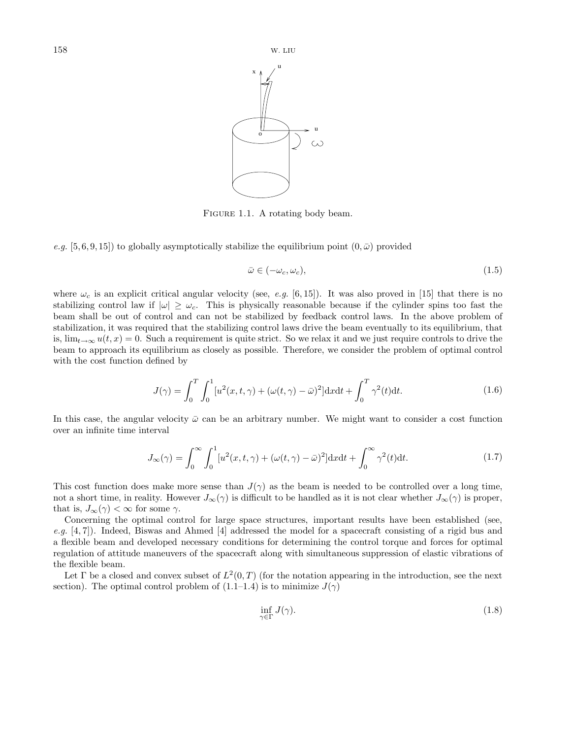FIGURE 1.1. A rotating body beam.

*e.g.* [5, 6, 9, 15]) to globally asymptotically stabilize the equilibrium point $(0, \bar{\omega})$ provided

$$\bar{\omega} \in (-\omega_c, \omega_c), \tag{1.5}$$

where $\omega_c$ is an explicit critical angular velocity (see, *e.g.* [6, 15]). It was also proved in [15] that there is no stabilizing control law if $|\omega| \geq \omega_c$. This is physically reasonable because if the cylinder spins too fast the beam shall be out of control and can not be stabilized by feedback control laws. In the above problem of stabilization, it was required that the stabilizing control laws drive the beam eventually to its equilibrium, that is, $\lim_{t\to\infty} u(t, x) = 0$. Such a requirement is quite strict. So we relax it and we just require controls to drive the beam to approach its equilibrium as closely as possible. Therefore, we consider the problem of optimal control with the cost function defined by

$$J(\gamma) = \int_0^T \int_0^1 [u^2(x, t, \gamma) + (\omega(t, \gamma) - \bar{\omega})^2] \mathrm{d}x\mathrm{d}t + \int_0^T \gamma^2(t)\mathrm{d}t. \tag{1.6}$$

In this case, the angular velocity $\bar{\omega}$ can be an arbitrary number. We might want to consider a cost function over an infinite time interval

$$J_\infty(\gamma) = \int_0^\infty \int_0^1 [u^2(x, t, \gamma) + (\omega(t, \gamma) - \bar{\omega})^2] \mathrm{d}x\mathrm{d}t + \int_0^\infty \gamma^2(t)\mathrm{d}t. \tag{1.7}$$

This cost function does make more sense than $J(\gamma)$ as the beam is needed to be controlled over a long time, not a short time, in reality. However $J_\infty(\gamma)$ is difficult to be handled as it is not clear whether $J_\infty(\gamma)$ is proper, that is, $J_\infty(\gamma) < \infty$ for some $\gamma$.

Concerning the optimal control for large space structures, important results have been established (see, *e.g.* [4, 7]). Indeed, Biswas and Ahmed [4] addressed the model for a spacecraft consisting of a rigid bus and a flexible beam and developed necessary conditions for determining the control torque and forces for optimal regulation of attitude maneuvers of the spacecraft along with simultaneous suppression of elastic vibrations of the flexible beam.

Let $\Gamma$ be a closed and convex subset of $L^2(0, T)$ (for the notation appearing in the introduction, see the next section). The optimal control problem of (1.1–1.4) is to minimize $J(\gamma)$

$$\inf_{\gamma\in\Gamma} J(\gamma). \tag{1.8}$$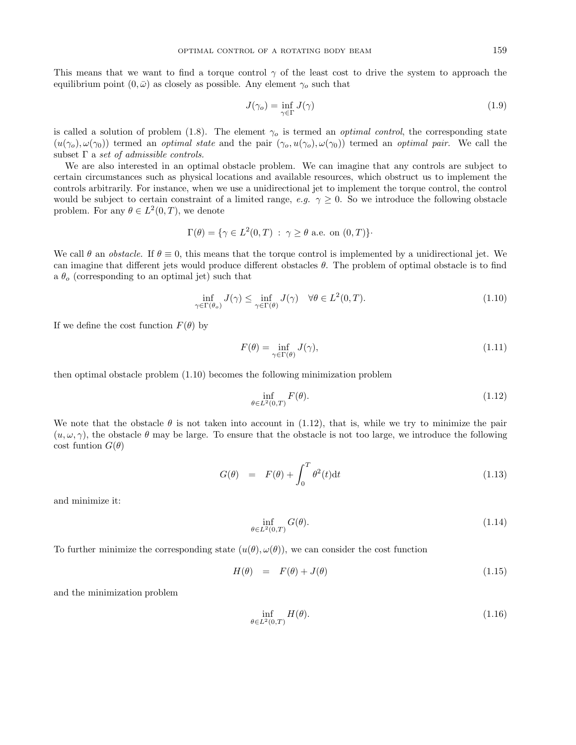This means that we want to find a torque control $\gamma$ of the least cost to drive the system to approach the equilibrium point $(0, \bar{\omega})$ as closely as possible. Any element $\gamma_o$ such that

$$J(\gamma_o) = \inf_{\gamma \in \Gamma} J(\gamma) \tag{1.9}$$

is called a solution of problem (1.8). The element $\gamma_o$ is termed an *optimal control*, the corresponding state $(u(\gamma_o), \omega(\gamma_0))$ termed an *optimal state* and the pair $(\gamma_o, u(\gamma_o), \omega(\gamma_0))$ termed an *optimal pair*. We call the subset $\Gamma$ a *set of admissible controls.*

We are also interested in an optimal obstacle problem. We can imagine that any controls are subject to certain circumstances such as physical locations and available resources, which obstruct us to implement the controls arbitrarily. For instance, when we use a unidirectional jet to implement the torque control, the control would be subject to certain constraint of a limited range, *e.g.* $\gamma \geq 0$. So we introduce the following obstacle problem. For any $\theta \in L^2(0,T)$, we denote

$$\Gamma(\theta) = \{\gamma \in L^2(0,T) \ : \ \gamma \geq \theta \text{ a.e. on } (0,T)\}\cdot$$

We call $\theta$ an *obstacle.* If $\theta \equiv 0$, this means that the torque control is implemented by a unidirectional jet. We can imagine that different jets would produce different obstacles $\theta$. The problem of optimal obstacle is to find a $\theta_o$ (corresponding to an optimal jet) such that

$$\inf_{\gamma \in \Gamma(\theta_o)} J(\gamma) \leq \inf_{\gamma \in \Gamma(\theta)} J(\gamma) \quad \forall \theta \in L^2(0,T). \tag{1.10}$$

If we define the cost function $F(\theta)$ by

$$F(\theta) = \inf_{\gamma \in \Gamma(\theta)} J(\gamma), \tag{1.11}$$

then optimal obstacle problem (1.10) becomes the following minimization problem

$$\inf_{\theta \in L^2(0,T)} F(\theta). \tag{1.12}$$

We note that the obstacle $\theta$ is not taken into account in (1.12), that is, while we try to minimize the pair $(u, \omega, \gamma)$, the obstacle $\theta$ may be large. To ensure that the obstacle is not too large, we introduce the following cost funtion $G(\theta)$

$$G(\theta) \quad = \quad F(\theta) + \int_0^T \theta^2(t) \mathrm{d}t \tag{1.13}$$

and minimize it:

$$\inf_{\theta \in L^2(0,T)} G(\theta). \tag{1.14}$$

To further minimize the corresponding state $(u(\theta), \omega(\theta))$, we can consider the cost function

$$H(\theta) \quad = \quad F(\theta) + J(\theta) \tag{1.15}$$

and the minimization problem

$$\inf_{\theta \in L^2(0,T)} H(\theta). \tag{1.16}$$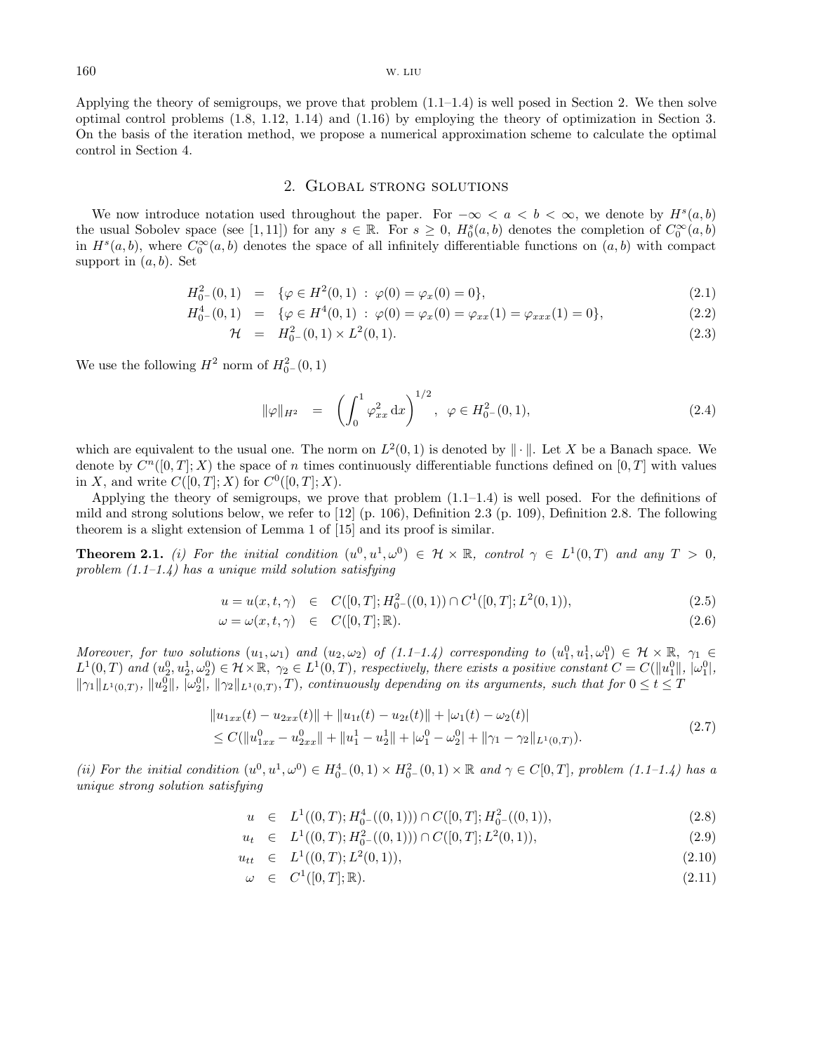Applying the theory of semigroups, we prove that problem (1.1–1.4) is well posed in Section 2. We then solve optimal control problems (1.8, 1.12, 1.14) and (1.16) by employing the theory of optimization in Section 3. On the basis of the iteration method, we propose a numerical approximation scheme to calculate the optimal control in Section 4.

## 2. Global strong solutions

We now introduce notation used throughout the paper. For $-\infty < a < b < \infty$, we denote by $H^s(a,b)$ the usual Sobolev space (see [1, 11]) for any $s \in \mathbb{R}$. For $s \geq 0$, $H_0^s(a,b)$ denotes the completion of $C_0^\infty(a,b)$ in $H^s(a,b)$, where $C_0^\infty(a,b)$ denotes the space of all infinitely differentiable functions on $(a,b)$ with compact support in $(a,b)$. Set

$$H_{0^-}^2(0,1) = \{\varphi \in H^2(0,1) \,:\, \varphi(0) = \varphi_x(0) = 0\}, \tag{2.1}$$

$$H_{0^-}^4(0,1) = \{\varphi \in H^4(0,1) \,:\, \varphi(0) = \varphi_x(0) = \varphi_{xx}(1) = \varphi_{xxx}(1) = 0\}, \tag{2.2}$$

$$\mathcal{H} = H_{0^-}^2(0,1) \times L^2(0,1). \tag{2.3}$$

We use the following $H^2$ norm of $H_{0^-}^2(0,1)$

$$\|\varphi\|_{H^2} = \left(\int_0^1 \varphi_{xx}^2 \,\mathrm{d}x\right)^{1/2}, \;\; \varphi \in H_{0^-}^2(0,1), \tag{2.4}$$

which are equivalent to the usual one. The norm on $L^2(0,1)$ is denoted by $\|\cdot\|$. Let $X$ be a Banach space. We denote by $C^n([0,T];X)$ the space of $n$ times continuously differentiable functions defined on $[0,T]$ with values in $X$, and write $C([0,T];X)$ for $C^0([0,T];X)$.

Applying the theory of semigroups, we prove that problem (1.1–1.4) is well posed. For the definitions of mild and strong solutions below, we refer to [12] (p. 106), Definition 2.3 (p. 109), Definition 2.8. The following theorem is a slight extension of Lemma 1 of [15] and its proof is similar.

**Theorem 2.1.** *(i) For the initial condition $(u^0, u^1, \omega^0) \in \mathcal{H} \times \mathbb{R}$, control $\gamma \in L^1(0,T)$ and any $T > 0$, problem (1.1–1.4) has a unique mild solution satisfying*

$$u = u(x,t,\gamma) \in C([0,T]; H_{0^-}^2((0,1)) \cap C^1([0,T]; L^2(0,1)), \tag{2.5}$$

$$\omega = \omega(x,t,\gamma) \in C([0,T]; \mathbb{R}). \tag{2.6}$$

*Moreover, for two solutions $(u_1, \omega_1)$ and $(u_2, \omega_2)$ of (1.1–1.4) corresponding to $(u_1^0, u_1^1, \omega_1^0) \in \mathcal{H} \times \mathbb{R}$, $\gamma_1 \in L^1(0,T)$ and $(u_2^0, u_2^1, \omega_2^0) \in \mathcal{H} \times \mathbb{R}$, $\gamma_2 \in L^1(0,T)$, respectively, there exists a positive constant $C = C(\|u_1^0\|, |\omega_1^0|, \|\gamma_1\|_{L^1(0,T)}, \|u_2^0\|, |\omega_2^0|, \|\gamma_2\|_{L^1(0,T)}, T)$, continuously depending on its arguments, such that for $0 \leq t \leq T$*

$$\begin{aligned} &\|u_{1xx}(t) - u_{2xx}(t)\| + \|u_{1t}(t) - u_{2t}(t)\| + |\omega_1(t) - \omega_2(t)| \\ &\leq C(\|u_{1xx}^0 - u_{2xx}^0\| + \|u_1^1 - u_2^1\| + |\omega_1^0 - \omega_2^0| + \|\gamma_1 - \gamma_2\|_{L^1(0,T)}). \end{aligned} \tag{2.7}$$

*(ii) For the initial condition $(u^0, u^1, \omega^0) \in H_{0^-}^4(0,1) \times H_{0^-}^2(0,1) \times \mathbb{R}$ and $\gamma \in C[0,T]$, problem (1.1–1.4) has a unique strong solution satisfying*

$$u \in L^1((0,T); H_{0^-}^4((0,1))) \cap C([0,T]; H_{0^-}^2((0,1)), \tag{2.8}$$

$$u_t \in L^1((0,T); H_{0^-}^2((0,1))) \cap C([0,T]; L^2(0,1)), \tag{2.9}$$

$$u_{tt} \in L^1((0,T); L^2(0,1)), \tag{2.10}$$

$$\omega \in C^1([0,T]; \mathbb{R}). \tag{2.11}$$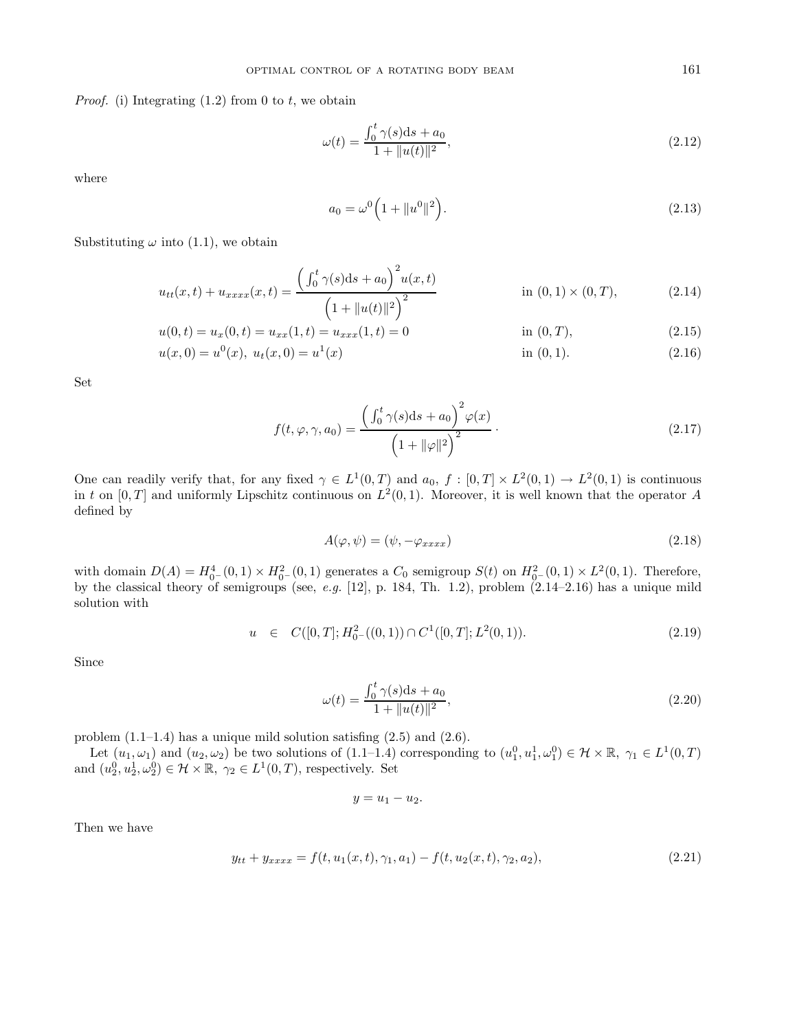*Proof.* (i) Integrating (1.2) from 0 to $t$, we obtain

$$\omega(t) = \frac{\int_0^t \gamma(s)\mathrm{d}s + a_0}{1 + \|u(t)\|^2}, \tag{2.12}$$

where

$$a_0 = \omega^0\Big(1 + \|u^0\|^2\Big). \tag{2.13}$$

Substituting $\omega$ into (1.1), we obtain

$$u_{tt}(x,t) + u_{xxxx}(x,t) = \frac{\Big(\int_0^t \gamma(s)\mathrm{d}s + a_0\Big)^2 u(x,t)}{\Big(1 + \|u(t)\|^2\Big)^2} \qquad \text{in } (0,1)\times(0,T), \tag{2.14}$$

$$u(0,t) = u_x(0,t) = u_{xx}(1,t) = u_{xxx}(1,t) = 0 \qquad \text{in } (0,T), \tag{2.15}$$

$$u(x,0) = u^0(x),\ u_t(x,0) = u^1(x) \qquad \text{in } (0,1). \tag{2.16}$$

Set

$$f(t,\varphi,\gamma,a_0) = \frac{\Big(\int_0^t \gamma(s)\mathrm{d}s + a_0\Big)^2 \varphi(x)}{\Big(1 + \|\varphi\|^2\Big)^2}\cdot \tag{2.17}$$

One can readily verify that, for any fixed $\gamma \in L^1(0,T)$ and $a_0$, $f : [0,T]\times L^2(0,1) \to L^2(0,1)$ is continuous in $t$ on $[0,T]$ and uniformly Lipschitz continuous on $L^2(0,1)$. Moreover, it is well known that the operator $A$ defined by

$$A(\varphi,\psi) = (\psi, -\varphi_{xxxx}) \tag{2.18}$$

with domain $D(A) = H^4_{0^-}(0,1)\times H^2_{0^-}(0,1)$ generates a $C_0$ semigroup $S(t)$ on $H^2_{0^-}(0,1)\times L^2(0,1)$. Therefore, by the classical theory of semigroups (see, *e.g.* [12], p. 184, Th. 1.2), problem (2.14–2.16) has a unique mild solution with

$$u \quad \in \quad C([0,T]; H^2_{0^-}((0,1)) \cap C^1([0,T]; L^2(0,1)). \tag{2.19}$$

Since

$$\omega(t) = \frac{\int_0^t \gamma(s)\mathrm{d}s + a_0}{1 + \|u(t)\|^2}, \tag{2.20}$$

problem (1.1–1.4) has a unique mild solution satisfing (2.5) and (2.6).

Let $(u_1,\omega_1)$ and $(u_2,\omega_2)$ be two solutions of (1.1–1.4) corresponding to $(u_1^0,u_1^1,\omega_1^0)\in\mathcal{H}\times\mathbb{R}$, $\gamma_1 \in L^1(0,T)$ and $(u_2^0,u_2^1,\omega_2^0)\in\mathcal{H}\times\mathbb{R}$, $\gamma_2 \in L^1(0,T)$, respectively. Set

$$y = u_1 - u_2.$$

Then we have

$$y_{tt} + y_{xxxx} = f(t,u_1(x,t),\gamma_1,a_1) - f(t,u_2(x,t),\gamma_2,a_2), \tag{2.21}$$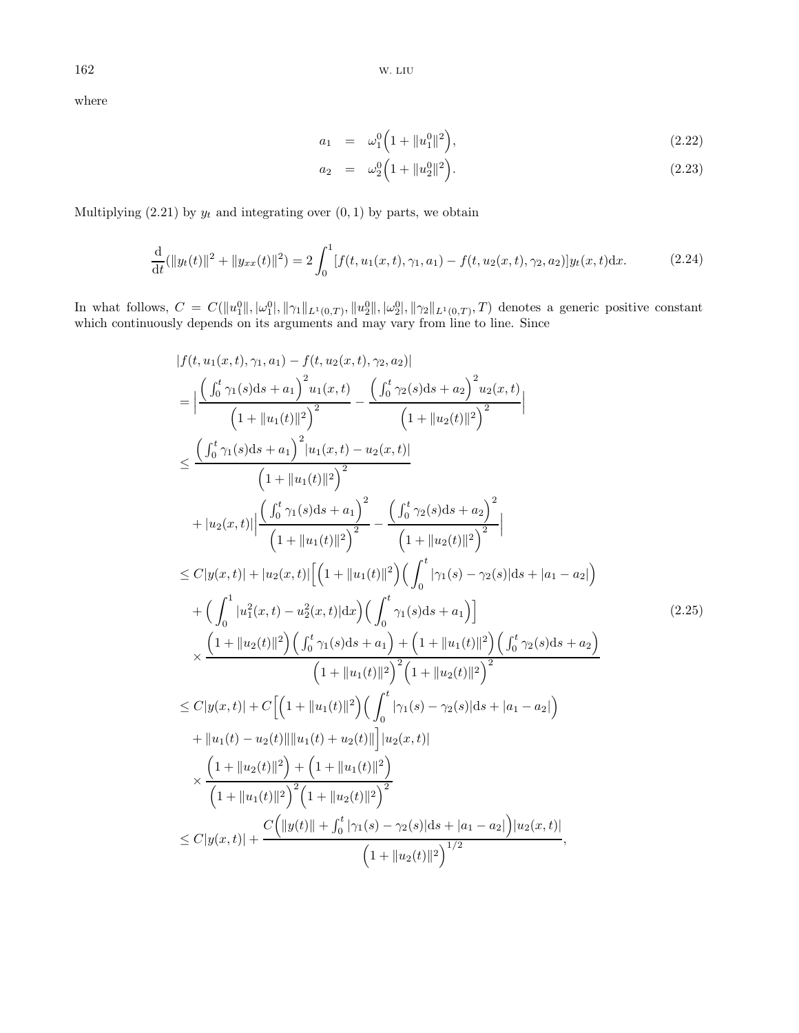where

$$
\begin{aligned}
a_1 &= \omega_1^0\Big(1+\|u_1^0\|^2\Big), && (2.22)\\
a_2 &= \omega_2^0\Big(1+\|u_2^0\|^2\Big). && (2.23)
\end{aligned}
$$

Multiplying (2.21) by $y_t$ and integrating over $(0,1)$ by parts, we obtain

$$
\frac{\mathrm{d}}{\mathrm{d}t}(\|y_t(t)\|^2+\|y_{xx}(t)\|^2) = 2\int_0^1 [f(t,u_1(x,t),\gamma_1,a_1)-f(t,u_2(x,t),\gamma_2,a_2)]y_t(x,t)\mathrm{d}x. \tag{2.24}
$$

In what follows, $C = C(\|u_1^0\|, |\omega_1^0|, \|\gamma_1\|_{L^1(0,T)}, \|u_2^0\|, |\omega_2^0|, \|\gamma_2\|_{L^1(0,T)}, T)$ denotes a generic positive constant which continuously depends on its arguments and may vary from line to line. Since

$$
\begin{aligned}
&|f(t,u_1(x,t),\gamma_1,a_1)-f(t,u_2(x,t),\gamma_2,a_2)|\\
&= \Big|\frac{\Big(\int_0^t\gamma_1(s)\mathrm{d}s+a_1\Big)^2 u_1(x,t)}{\Big(1+\|u_1(t)\|^2\Big)^2} - \frac{\Big(\int_0^t\gamma_2(s)\mathrm{d}s+a_2\Big)^2 u_2(x,t)}{\Big(1+\|u_2(t)\|^2\Big)^2}\Big|\\
&\le \frac{\Big(\int_0^t\gamma_1(s)\mathrm{d}s+a_1\Big)^2|u_1(x,t)-u_2(x,t)|}{\Big(1+\|u_1(t)\|^2\Big)^2}\\
&\quad + |u_2(x,t)|\Big|\frac{\Big(\int_0^t\gamma_1(s)\mathrm{d}s+a_1\Big)^2}{\Big(1+\|u_1(t)\|^2\Big)^2} - \frac{\Big(\int_0^t\gamma_2(s)\mathrm{d}s+a_2\Big)^2}{\Big(1+\|u_2(t)\|^2\Big)^2}\Big|\\
&\le C|y(x,t)| + |u_2(x,t)|\Big[\Big(1+\|u_1(t)\|^2\Big)\Big(\int_0^t|\gamma_1(s)-\gamma_2(s)|\mathrm{d}s+|a_1-a_2|\Big)\\
&\quad + \Big(\int_0^1|u_1^2(x,t)-u_2^2(x,t)|\mathrm{d}x\Big)\Big(\int_0^t\gamma_1(s)\mathrm{d}s+a_1\Big)\Big] \qquad\qquad (2.25)\\
&\quad\times\frac{\Big(1+\|u_2(t)\|^2\Big)\Big(\int_0^t\gamma_1(s)\mathrm{d}s+a_1\Big)+\Big(1+\|u_1(t)\|^2\Big)\Big(\int_0^t\gamma_2(s)\mathrm{d}s+a_2\Big)}{\Big(1+\|u_1(t)\|^2\Big)^2\Big(1+\|u_2(t)\|^2\Big)^2}\\
&\le C|y(x,t)| + C\Big[\Big(1+\|u_1(t)\|^2\Big)\Big(\int_0^t|\gamma_1(s)-\gamma_2(s)|\mathrm{d}s+|a_1-a_2|\Big)\\
&\quad + \|u_1(t)-u_2(t)\|\|u_1(t)+u_2(t)\|\Big]|u_2(x,t)|\\
&\quad\times\frac{\Big(1+\|u_2(t)\|^2\Big)+\Big(1+\|u_1(t)\|^2\Big)}{\Big(1+\|u_1(t)\|^2\Big)^2\Big(1+\|u_2(t)\|^2\Big)^2}\\
&\le C|y(x,t)| + \frac{C\Big(\|y(t)\|+\int_0^t|\gamma_1(s)-\gamma_2(s)|\mathrm{d}s+|a_1-a_2|\Big)|u_2(x,t)|}{\Big(1+\|u_2(t)\|^2\Big)^{1/2}},
\end{aligned}
$$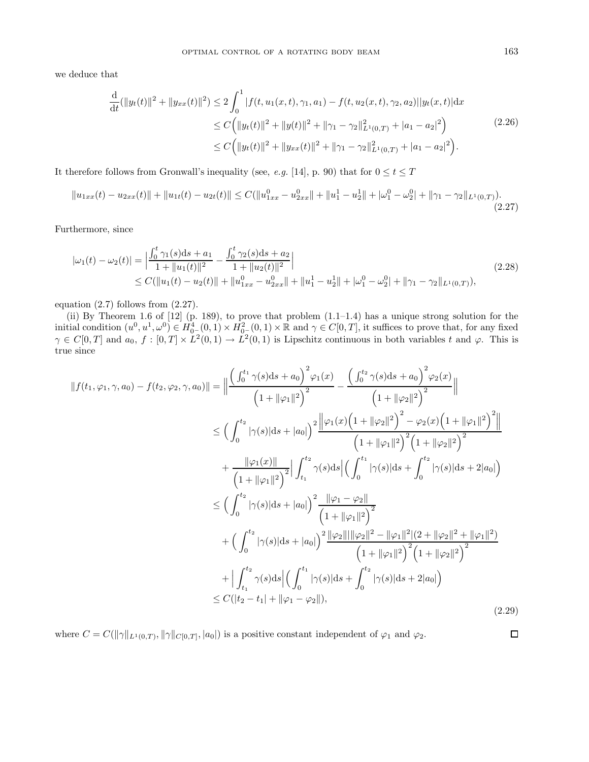we deduce that

$$
\begin{aligned}
\frac{\mathrm{d}}{\mathrm{d}t}(\|y_t(t)\|^2 + \|y_{xx}(t)\|^2) &\leq 2\int_0^1 |f(t, u_1(x,t), \gamma_1, a_1) - f(t, u_2(x,t), \gamma_2, a_2)||y_t(x,t)|\mathrm{d}x \\
&\leq C\Big(\|y_t(t)\|^2 + \|y(t)\|^2 + \|\gamma_1 - \gamma_2\|^2_{L^1(0,T)} + |a_1 - a_2|^2\Big) \\
&\leq C\Big(\|y_t(t)\|^2 + \|y_{xx}(t)\|^2 + \|\gamma_1 - \gamma_2\|^2_{L^1(0,T)} + |a_1 - a_2|^2\Big).
\end{aligned}
\tag{2.26}
$$

It therefore follows from Gronwall's inequality (see, *e.g.* [14], p. 90) that for $0 \leq t \leq T$

$$
\|u_{1xx}(t) - u_{2xx}(t)\| + \|u_{1t}(t) - u_{2t}(t)\| \leq C(\|u^0_{1xx} - u^0_{2xx}\| + \|u^1_1 - u^1_2\| + |\omega^0_1 - \omega^0_2| + \|\gamma_1 - \gamma_2\|_{L^1(0,T)}).
\tag{2.27}
$$

Furthermore, since

$$
\begin{aligned}
|\omega_1(t) - \omega_2(t)| &= \Big|\frac{\int_0^t \gamma_1(s)\mathrm{d}s + a_1}{1 + \|u_1(t)\|^2} - \frac{\int_0^t \gamma_2(s)\mathrm{d}s + a_2}{1 + \|u_2(t)\|^2}\Big| \\
&\leq C(\|u_1(t) - u_2(t)\| + \|u^0_{1xx} - u^0_{2xx}\| + \|u^1_1 - u^1_2\| + |\omega^0_1 - \omega^0_2| + \|\gamma_1 - \gamma_2\|_{L^1(0,T)}),
\end{aligned}
\tag{2.28}
$$

equation (2.7) follows from (2.27).

(ii) By Theorem 1.6 of [12] (p. 189), to prove that problem (1.1–1.4) has a unique strong solution for the initial condition $(u^0, u^1, \omega^0) \in H^4_{0^-}(0,1) \times H^2_{0^-}(0,1) \times \mathbb{R}$ and $\gamma \in C[0,T]$, it suffices to prove that, for any fixed $\gamma \in C[0,T]$ and $a_0$, $f : [0,T] \times L^2(0,1) \to L^2(0,1)$ is Lipschitz continuous in both variables $t$ and $\varphi$. This is true since

$$
\begin{aligned}
\|f(t_1, \varphi_1, \gamma, a_0) - f(t_2, \varphi_2, \gamma, a_0)\| &= \Bigg\|\frac{\Big(\int_0^{t_1}\gamma(s)\mathrm{d}s + a_0\Big)^2\varphi_1(x)}{\Big(1 + \|\varphi_1\|^2\Big)^2} - \frac{\Big(\int_0^{t_2}\gamma(s)\mathrm{d}s + a_0\Big)^2\varphi_2(x)}{\Big(1 + \|\varphi_2\|^2\Big)^2}\Bigg\| \\
&\leq \Big(\int_0^{t_2}|\gamma(s)|\mathrm{d}s + |a_0|\Big)^2 \frac{\Big\|\varphi_1(x)\Big(1 + \|\varphi_2\|^2\Big)^2 - \varphi_2(x)\Big(1 + \|\varphi_1\|^2\Big)^2\Big\|}{\Big(1 + \|\varphi_1\|^2\Big)^2\Big(1 + \|\varphi_2\|^2\Big)^2} \\
&\quad + \frac{\|\varphi_1(x)\|}{\Big(1 + \|\varphi_1\|^2\Big)^2}\Big|\int_{t_1}^{t_2}\gamma(s)\mathrm{d}s\Big|\Big(\int_0^{t_1}|\gamma(s)|\mathrm{d}s + \int_0^{t_2}|\gamma(s)|\mathrm{d}s + 2|a_0|\Big) \\
&\leq \Big(\int_0^{t_2}|\gamma(s)|\mathrm{d}s + |a_0|\Big)^2 \frac{\|\varphi_1 - \varphi_2\|}{\Big(1 + \|\varphi_1\|^2\Big)^2} \\
&\quad + \Big(\int_0^{t_2}|\gamma(s)|\mathrm{d}s + |a_0|\Big)^2 \frac{\|\varphi_2\|\big|\|\varphi_2\|^2 - \|\varphi_1\|^2\big|(2 + \|\varphi_2\|^2 + \|\varphi_1\|^2)}{\Big(1 + \|\varphi_1\|^2\Big)^2\Big(1 + \|\varphi_2\|^2\Big)^2} \\
&\quad + \Big|\int_{t_1}^{t_2}\gamma(s)\mathrm{d}s\Big|\Big(\int_0^{t_1}|\gamma(s)|\mathrm{d}s + \int_0^{t_2}|\gamma(s)|\mathrm{d}s + 2|a_0|\Big) \\
&\leq C(|t_2 - t_1| + \|\varphi_1 - \varphi_2\|),
\end{aligned}
\tag{2.29}
$$

where $C = C(\|\gamma\|_{L^1(0,T)}, \|\gamma\|_{C[0,T]}, |a_0|)$ is a positive constant independent of $\varphi_1$ and $\varphi_2$. □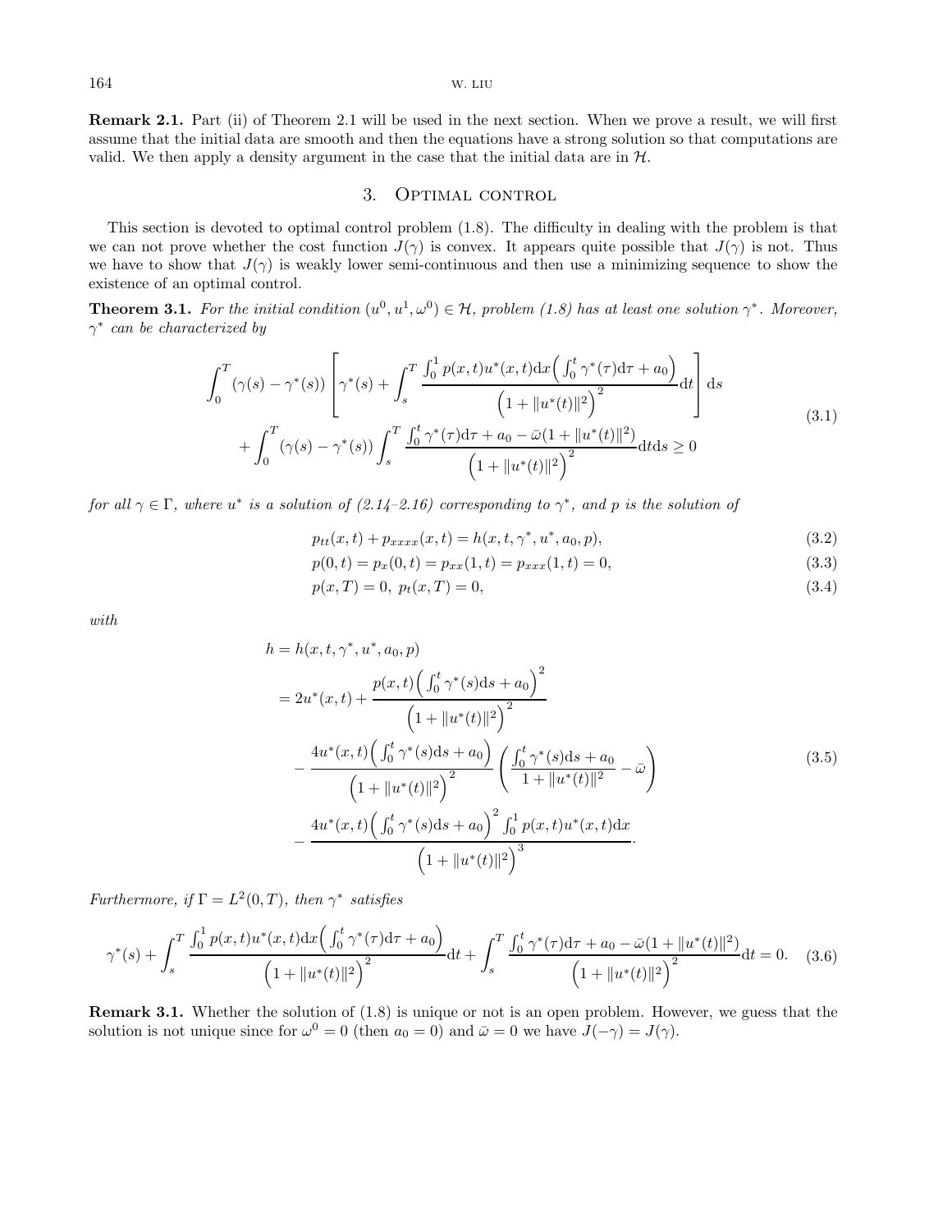**Remark 2.1.** Part (ii) of Theorem 2.1 will be used in the next section. When we prove a result, we will first assume that the initial data are smooth and then the equations have a strong solution so that computations are valid. We then apply a density argument in the case that the initial data are in $\mathcal{H}$.

## 3. Optimal control

This section is devoted to optimal control problem (1.8). The difficulty in dealing with the problem is that we can not prove whether the cost function $J(\gamma)$ is convex. It appears quite possible that $J(\gamma)$ is not. Thus we have to show that $J(\gamma)$ is weakly lower semi-continuous and then use a minimizing sequence to show the existence of an optimal control.

**Theorem 3.1.** *For the initial condition $(u^0, u^1, \omega^0) \in \mathcal{H}$, problem (1.8) has at least one solution $\gamma^*$. Moreover, $\gamma^*$ can be characterized by*

$$
\begin{aligned}
&\int_0^T (\gamma(s) - \gamma^*(s)) \left[ \gamma^*(s) + \int_s^T \frac{\int_0^1 p(x,t)u^*(x,t)\mathrm{d}x \Big( \int_0^t \gamma^*(\tau)\mathrm{d}\tau + a_0 \Big)}{\Big(1 + \|u^*(t)\|^2\Big)^2} \mathrm{d}t \right] \mathrm{d}s \\
&\quad + \int_0^T (\gamma(s) - \gamma^*(s)) \int_s^T \frac{\int_0^t \gamma^*(\tau)\mathrm{d}\tau + a_0 - \bar{\omega}(1 + \|u^*(t)\|^2)}{\Big(1 + \|u^*(t)\|^2\Big)^2} \mathrm{d}t\mathrm{d}s \geq 0
\end{aligned}
\tag{3.1}
$$

*for all $\gamma \in \Gamma$, where $u^*$ is a solution of (2.14–2.16) corresponding to $\gamma^*$, and $p$ is the solution of*

$$p_{tt}(x,t) + p_{xxxx}(x,t) = h(x,t,\gamma^*,u^*,a_0,p), \tag{3.2}$$

$$p(0,t) = p_x(0,t) = p_{xx}(1,t) = p_{xxx}(1,t) = 0, \tag{3.3}$$

$$p(x,T) = 0, \; p_t(x,T) = 0, \tag{3.4}$$

*with*

$$
\begin{aligned}
h &= h(x,t,\gamma^*,u^*,a_0,p) \\
&= 2u^*(x,t) + \frac{p(x,t)\Big( \int_0^t \gamma^*(s)\mathrm{d}s + a_0 \Big)^2}{\Big(1 + \|u^*(t)\|^2\Big)^2} \\
&\quad - \frac{4u^*(x,t)\Big( \int_0^t \gamma^*(s)\mathrm{d}s + a_0 \Big)}{\Big(1 + \|u^*(t)\|^2\Big)^2} \left( \frac{\int_0^t \gamma^*(s)\mathrm{d}s + a_0}{1 + \|u^*(t)\|^2} - \bar{\omega} \right) \\
&\quad - \frac{4u^*(x,t)\Big( \int_0^t \gamma^*(s)\mathrm{d}s + a_0 \Big)^2 \int_0^1 p(x,t)u^*(x,t)\mathrm{d}x}{\Big(1 + \|u^*(t)\|^2\Big)^3}.
\end{aligned}
\tag{3.5}
$$

*Furthermore, if $\Gamma = L^2(0,T)$, then $\gamma^*$ satisfies*

$$\gamma^*(s) + \int_s^T \frac{\int_0^1 p(x,t)u^*(x,t)\mathrm{d}x \Big( \int_0^t \gamma^*(\tau)\mathrm{d}\tau + a_0 \Big)}{\Big(1 + \|u^*(t)\|^2\Big)^2} \mathrm{d}t + \int_s^T \frac{\int_0^t \gamma^*(\tau)\mathrm{d}\tau + a_0 - \bar{\omega}(1 + \|u^*(t)\|^2)}{\Big(1 + \|u^*(t)\|^2\Big)^2} \mathrm{d}t = 0. \tag{3.6}$$

**Remark 3.1.** Whether the solution of (1.8) is unique or not is an open problem. However, we guess that the solution is not unique since for $\omega^0 = 0$ (then $a_0 = 0$) and $\bar{\omega} = 0$ we have $J(-\gamma) = J(\gamma)$.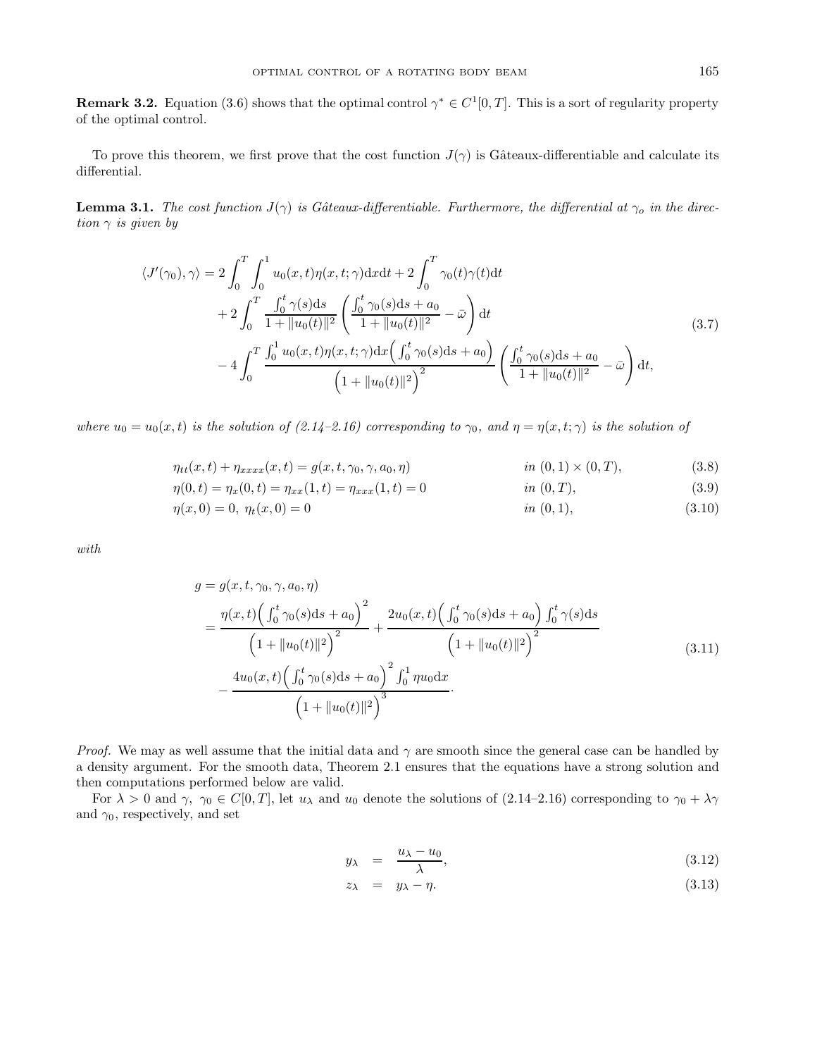**Remark 3.2.** Equation (3.6) shows that the optimal control $\gamma^* \in C^1[0,T]$. This is a sort of regularity property of the optimal control.

To prove this theorem, we first prove that the cost function $J(\gamma)$ is Gâteaux-differentiable and calculate its differential.

**Lemma 3.1.** *The cost function $J(\gamma)$ is Gâteaux-differentiable. Furthermore, the differential at $\gamma_o$ in the direction $\gamma$ is given by*

$$
\begin{aligned}
\langle J'(\gamma_0), \gamma \rangle = {} & 2\int_0^T \int_0^1 u_0(x,t)\eta(x,t;\gamma)\mathrm{d}x\mathrm{d}t + 2\int_0^T \gamma_0(t)\gamma(t)\mathrm{d}t \\
& + 2\int_0^T \frac{\int_0^t \gamma(s)\mathrm{d}s}{1+\|u_0(t)\|^2}\left(\frac{\int_0^t \gamma_0(s)\mathrm{d}s + a_0}{1+\|u_0(t)\|^2} - \bar{\omega}\right)\mathrm{d}t \\
& - 4\int_0^T \frac{\int_0^1 u_0(x,t)\eta(x,t;\gamma)\mathrm{d}x\Big(\int_0^t \gamma_0(s)\mathrm{d}s + a_0\Big)}{\Big(1+\|u_0(t)\|^2\Big)^2}\left(\frac{\int_0^t \gamma_0(s)\mathrm{d}s + a_0}{1+\|u_0(t)\|^2} - \bar{\omega}\right)\mathrm{d}t,
\end{aligned}
\tag{3.7}
$$

*where $u_0 = u_0(x,t)$ is the solution of (2.14–2.16) corresponding to $\gamma_0$, and $\eta = \eta(x,t;\gamma)$ is the solution of*

$$\eta_{tt}(x,t) + \eta_{xxxx}(x,t) = g(x,t,\gamma_0,\gamma,a_0,\eta) \qquad \text{in } (0,1)\times(0,T), \tag{3.8}$$

$$\eta(0,t) = \eta_x(0,t) = \eta_{xx}(1,t) = \eta_{xxx}(1,t) = 0 \qquad \text{in } (0,T), \tag{3.9}$$

$$\eta(x,0) = 0,\ \eta_t(x,0) = 0 \qquad \text{in } (0,1), \tag{3.10}$$

*with*

$$
\begin{aligned}
g &= g(x,t,\gamma_0,\gamma,a_0,\eta) \\
&= \frac{\eta(x,t)\Big(\int_0^t \gamma_0(s)\mathrm{d}s + a_0\Big)^2}{\Big(1+\|u_0(t)\|^2\Big)^2} + \frac{2u_0(x,t)\Big(\int_0^t \gamma_0(s)\mathrm{d}s + a_0\Big)\int_0^t \gamma(s)\mathrm{d}s}{\Big(1+\|u_0(t)\|^2\Big)^2} \\
&\quad - \frac{4u_0(x,t)\Big(\int_0^t \gamma_0(s)\mathrm{d}s + a_0\Big)^2 \int_0^1 \eta u_0 \mathrm{d}x}{\Big(1+\|u_0(t)\|^2\Big)^3}.
\end{aligned}
\tag{3.11}
$$

*Proof.* We may as well assume that the initial data and $\gamma$ are smooth since the general case can be handled by a density argument. For the smooth data, Theorem 2.1 ensures that the equations have a strong solution and then computations performed below are valid.

For $\lambda > 0$ and $\gamma,\ \gamma_0 \in C[0,T]$, let $u_\lambda$ and $u_0$ denote the solutions of (2.14–2.16) corresponding to $\gamma_0 + \lambda\gamma$ and $\gamma_0$, respectively, and set

$$y_\lambda = \frac{u_\lambda - u_0}{\lambda}, \tag{3.12}$$

$$z_\lambda = y_\lambda - \eta. \tag{3.13}$$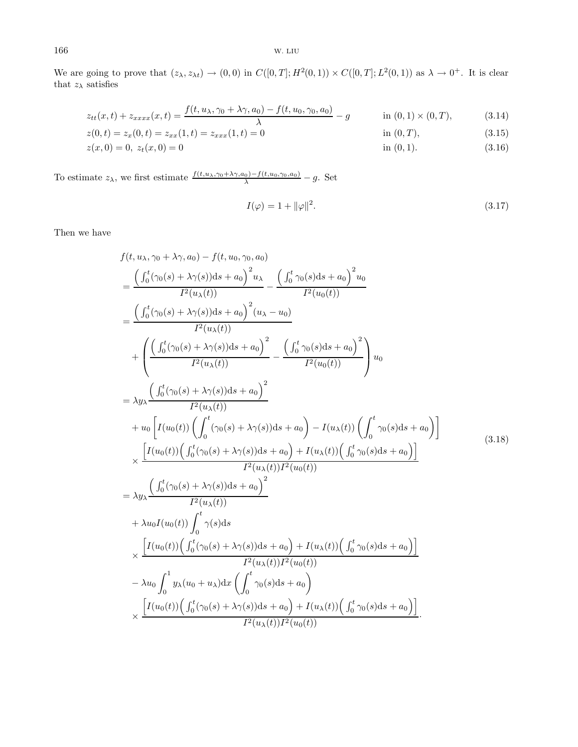We are going to prove that $(z_\lambda, z_{\lambda t}) \to (0,0)$ in $C([0,T]; H^2(0,1)) \times C([0,T]; L^2(0,1))$ as $\lambda \to 0^+$. It is clear that $z_\lambda$ satisfies

$$
z_{tt}(x,t) + z_{xxxx}(x,t) = \frac{f(t, u_\lambda, \gamma_0 + \lambda\gamma, a_0) - f(t, u_0, \gamma_0, a_0)}{\lambda} - g \qquad \text{in } (0,1) \times (0,T), \tag{3.14}
$$

$$
z(0,t) = z_x(0,t) = z_{xx}(1,t) = z_{xxx}(1,t) = 0 \qquad \text{in } (0,T), \tag{3.15}
$$

$$
z(x,0) = 0, \; z_t(x,0) = 0 \qquad \text{in } (0,1). \tag{3.16}
$$

To estimate $z_\lambda$, we first estimate $\frac{f(t,u_\lambda,\gamma_0+\lambda\gamma,a_0) - f(t,u_0,\gamma_0,a_0)}{\lambda} - g$. Set

$$
I(\varphi) = 1 + \|\varphi\|^2. \tag{3.17}
$$

Then we have

$$
\begin{aligned}
& f(t, u_\lambda, \gamma_0 + \lambda\gamma, a_0) - f(t, u_0, \gamma_0, a_0) \\
&= \frac{\left(\int_0^t (\gamma_0(s) + \lambda\gamma(s))\mathrm{d}s + a_0\right)^2 u_\lambda}{I^2(u_\lambda(t))} - \frac{\left(\int_0^t \gamma_0(s)\mathrm{d}s + a_0\right)^2 u_0}{I^2(u_0(t))} \\
&= \frac{\left(\int_0^t (\gamma_0(s) + \lambda\gamma(s))\mathrm{d}s + a_0\right)^2 (u_\lambda - u_0)}{I^2(u_\lambda(t))} \\
&\quad + \left( \frac{\left(\int_0^t (\gamma_0(s) + \lambda\gamma(s))\mathrm{d}s + a_0\right)^2}{I^2(u_\lambda(t))} - \frac{\left(\int_0^t \gamma_0(s)\mathrm{d}s + a_0\right)^2}{I^2(u_0(t))} \right) u_0 \\
&= \lambda y_\lambda \frac{\left(\int_0^t (\gamma_0(s) + \lambda\gamma(s))\mathrm{d}s + a_0\right)^2}{I^2(u_\lambda(t))} \\
&\quad + u_0 \left[ I(u_0(t)) \left( \int_0^t (\gamma_0(s) + \lambda\gamma(s))\mathrm{d}s + a_0 \right) - I(u_\lambda(t)) \left( \int_0^t \gamma_0(s)\mathrm{d}s + a_0 \right) \right] \\
&\quad \times \frac{\left[ I(u_0(t)) \left( \int_0^t (\gamma_0(s) + \lambda\gamma(s))\mathrm{d}s + a_0 \right) + I(u_\lambda(t)) \left( \int_0^t \gamma_0(s)\mathrm{d}s + a_0 \right) \right]}{I^2(u_\lambda(t)) I^2(u_0(t))} \\
&= \lambda y_\lambda \frac{\left(\int_0^t (\gamma_0(s) + \lambda\gamma(s))\mathrm{d}s + a_0\right)^2}{I^2(u_\lambda(t))} \\
&\quad + \lambda u_0 I(u_0(t)) \int_0^t \gamma(s)\mathrm{d}s \\
&\quad \times \frac{\left[ I(u_0(t)) \left( \int_0^t (\gamma_0(s) + \lambda\gamma(s))\mathrm{d}s + a_0 \right) + I(u_\lambda(t)) \left( \int_0^t \gamma_0(s)\mathrm{d}s + a_0 \right) \right]}{I^2(u_\lambda(t)) I^2(u_0(t))} \\
&\quad - \lambda u_0 \int_0^1 y_\lambda (u_0 + u_\lambda)\mathrm{d}x \left( \int_0^t \gamma_0(s)\mathrm{d}s + a_0 \right) \\
&\quad \times \frac{\left[ I(u_0(t)) \left( \int_0^t (\gamma_0(s) + \lambda\gamma(s))\mathrm{d}s + a_0 \right) + I(u_\lambda(t)) \left( \int_0^t \gamma_0(s)\mathrm{d}s + a_0 \right) \right]}{I^2(u_\lambda(t)) I^2(u_0(t))}.
\end{aligned} \tag{3.18}
$$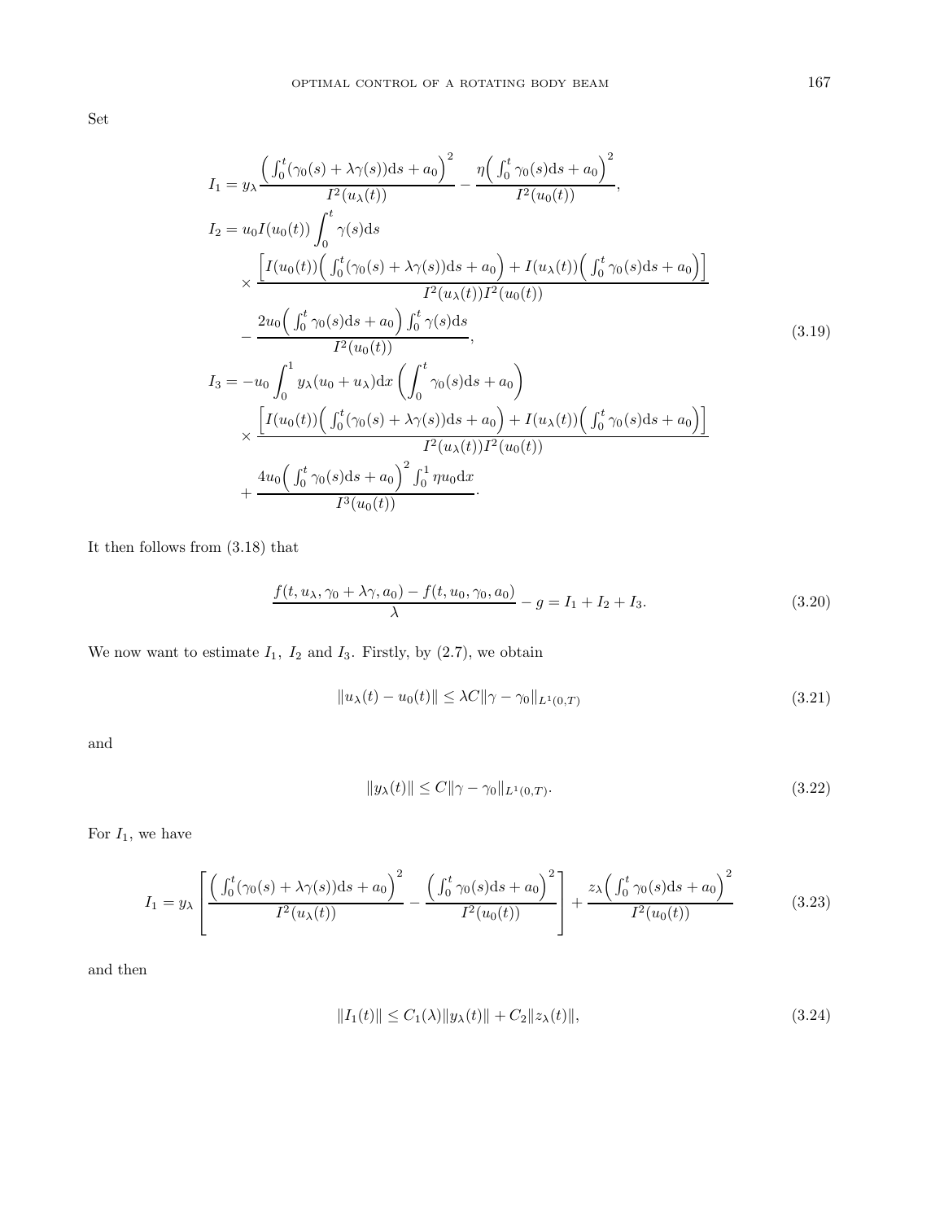Set

$$
\begin{aligned}
I_1 &= y_\lambda \frac{\Big(\int_0^t(\gamma_0(s)+\lambda\gamma(s))\mathrm{d}s+a_0\Big)^2}{I^2(u_\lambda(t))} - \frac{\eta\Big(\int_0^t\gamma_0(s)\mathrm{d}s+a_0\Big)^2}{I^2(u_0(t))},\\
I_2 &= u_0 I(u_0(t))\int_0^t\gamma(s)\mathrm{d}s\\
&\quad\times\frac{\Big[I(u_0(t))\Big(\int_0^t(\gamma_0(s)+\lambda\gamma(s))\mathrm{d}s+a_0\Big)+I(u_\lambda(t))\Big(\int_0^t\gamma_0(s)\mathrm{d}s+a_0\Big)\Big]}{I^2(u_\lambda(t))I^2(u_0(t))}\\
&\quad-\frac{2u_0\Big(\int_0^t\gamma_0(s)\mathrm{d}s+a_0\Big)\int_0^t\gamma(s)\mathrm{d}s}{I^2(u_0(t))},\\
I_3 &= -u_0\int_0^1 y_\lambda(u_0+u_\lambda)\mathrm{d}x\left(\int_0^t\gamma_0(s)\mathrm{d}s+a_0\right)\\
&\quad\times\frac{\Big[I(u_0(t))\Big(\int_0^t(\gamma_0(s)+\lambda\gamma(s))\mathrm{d}s+a_0\Big)+I(u_\lambda(t))\Big(\int_0^t\gamma_0(s)\mathrm{d}s+a_0\Big)\Big]}{I^2(u_\lambda(t))I^2(u_0(t))}\\
&\quad+\frac{4u_0\Big(\int_0^t\gamma_0(s)\mathrm{d}s+a_0\Big)^2\int_0^1\eta u_0\mathrm{d}x}{I^3(u_0(t))}.
\end{aligned}
\tag{3.19}
$$

It then follows from (3.18) that

$$
\frac{f(t,u_\lambda,\gamma_0+\lambda\gamma,a_0)-f(t,u_0,\gamma_0,a_0)}{\lambda}-g=I_1+I_2+I_3. \tag{3.20}
$$

We now want to estimate $I_1$, $I_2$ and $I_3$. Firstly, by (2.7), we obtain

$$
\|u_\lambda(t)-u_0(t)\|\le\lambda C\|\gamma-\gamma_0\|_{L^1(0,T)} \tag{3.21}
$$

and

$$
\|y_\lambda(t)\|\le C\|\gamma-\gamma_0\|_{L^1(0,T)}. \tag{3.22}
$$

For $I_1$, we have

$$
I_1=y_\lambda\left[\frac{\Big(\int_0^t(\gamma_0(s)+\lambda\gamma(s))\mathrm{d}s+a_0\Big)^2}{I^2(u_\lambda(t))}-\frac{\Big(\int_0^t\gamma_0(s)\mathrm{d}s+a_0\Big)^2}{I^2(u_0(t))}\right]+\frac{z_\lambda\Big(\int_0^t\gamma_0(s)\mathrm{d}s+a_0\Big)^2}{I^2(u_0(t))} \tag{3.23}
$$

and then

$$
\|I_1(t)\|\le C_1(\lambda)\|y_\lambda(t)\|+C_2\|z_\lambda(t)\|, \tag{3.24}
$$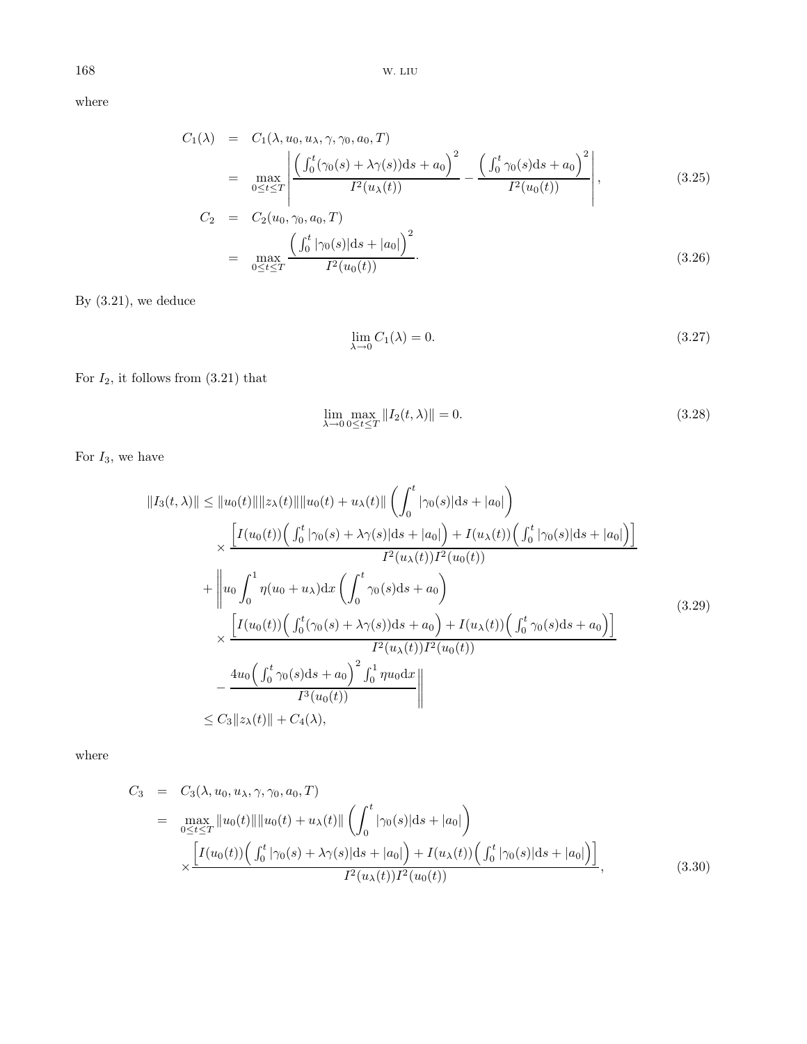where

$$
\begin{aligned}
C_1(\lambda) &= C_1(\lambda, u_0, u_\lambda, \gamma, \gamma_0, a_0, T) \\
&= \max_{0\le t\le T}\left| \frac{\left(\int_0^t(\gamma_0(s)+\lambda\gamma(s))\mathrm{d}s + a_0\right)^2}{I^2(u_\lambda(t))} - \frac{\left(\int_0^t\gamma_0(s)\mathrm{d}s + a_0\right)^2}{I^2(u_0(t))}\right|, \qquad (3.25)\\
C_2 &= C_2(u_0, \gamma_0, a_0, T) \\
&= \max_{0\le t\le T}\frac{\left(\int_0^t|\gamma_0(s)|\mathrm{d}s + |a_0|\right)^2}{I^2(u_0(t))}. \qquad (3.26)
\end{aligned}
$$

By (3.21), we deduce

$$
\lim_{\lambda\to 0} C_1(\lambda) = 0. \tag{3.27}
$$

For $I_2$, it follows from (3.21) that

$$
\lim_{\lambda\to 0}\max_{0\le t\le T}\|I_2(t,\lambda)\| = 0. \tag{3.28}
$$

For $I_3$, we have

$$
\begin{aligned}
\|I_3(t,\lambda)\| \le{}& \|u_0(t)\|\|z_\lambda(t)\|\|u_0(t)+u_\lambda(t)\|\left(\int_0^t|\gamma_0(s)|\mathrm{d}s + |a_0|\right) \\
&\times \frac{\left[I(u_0(t))\left(\int_0^t|\gamma_0(s)+\lambda\gamma(s)|\mathrm{d}s + |a_0|\right) + I(u_\lambda(t))\left(\int_0^t|\gamma_0(s)|\mathrm{d}s + |a_0|\right)\right]}{I^2(u_\lambda(t))I^2(u_0(t))} \\
&+ \Bigg\| u_0\int_0^1\eta(u_0+u_\lambda)\mathrm{d}x\left(\int_0^t\gamma_0(s)\mathrm{d}s + a_0\right) \\
&\times \frac{\left[I(u_0(t))\left(\int_0^t(\gamma_0(s)+\lambda\gamma(s))\mathrm{d}s + a_0\right) + I(u_\lambda(t))\left(\int_0^t\gamma_0(s)\mathrm{d}s + a_0\right)\right]}{I^2(u_\lambda(t))I^2(u_0(t))} \\
&- \frac{4u_0\left(\int_0^t\gamma_0(s)\mathrm{d}s + a_0\right)^2\int_0^1\eta u_0\mathrm{d}x}{I^3(u_0(t))}\Bigg\| \\
\le{}& C_3\|z_\lambda(t)\| + C_4(\lambda),
\end{aligned} \tag{3.29}
$$

where

$$
\begin{aligned}
C_3 &= C_3(\lambda, u_0, u_\lambda, \gamma, \gamma_0, a_0, T) \\
&= \max_{0\le t\le T}\|u_0(t)\|\|u_0(t)+u_\lambda(t)\|\left(\int_0^t|\gamma_0(s)|\mathrm{d}s + |a_0|\right) \\
&\quad\times\frac{\left[I(u_0(t))\left(\int_0^t|\gamma_0(s)+\lambda\gamma(s)|\mathrm{d}s + |a_0|\right) + I(u_\lambda(t))\left(\int_0^t|\gamma_0(s)|\mathrm{d}s + |a_0|\right)\right]}{I^2(u_\lambda(t))I^2(u_0(t))},
\end{aligned} \tag{3.30}
$$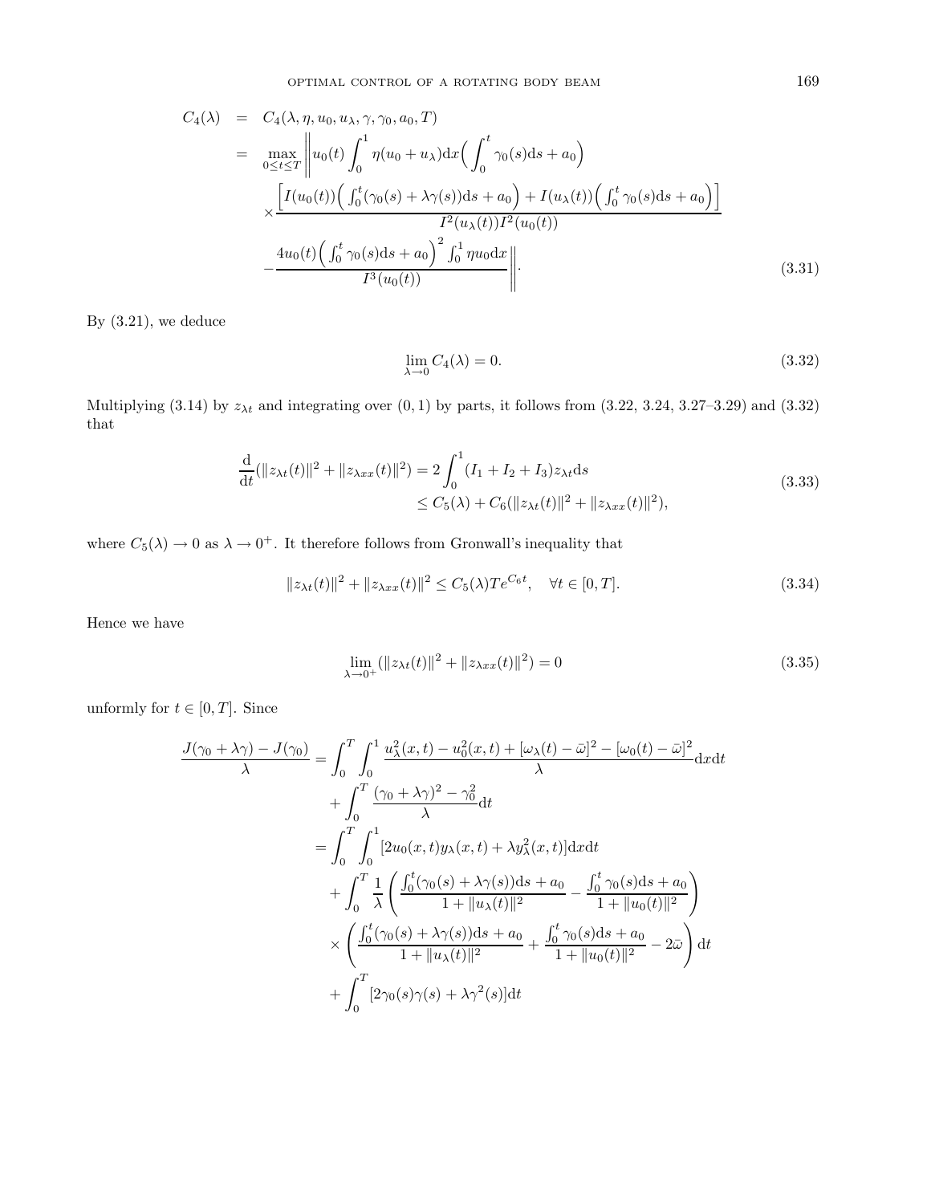$$
\begin{aligned}
C_4(\lambda) &= C_4(\lambda, \eta, u_0, u_\lambda, \gamma, \gamma_0, a_0, T) \\
&= \max_{0\le t\le T} \Bigg\| u_0(t)\int_0^1 \eta(u_0+u_\lambda)\mathrm{d}x\Big(\int_0^t \gamma_0(s)\mathrm{d}s + a_0\Big) \\
&\quad \times \frac{\Big[I(u_0(t))\Big(\int_0^t(\gamma_0(s)+\lambda\gamma(s))\mathrm{d}s + a_0\Big) + I(u_\lambda(t))\Big(\int_0^t \gamma_0(s)\mathrm{d}s + a_0\Big)\Big]}{I^2(u_\lambda(t))I^2(u_0(t))} \\
&\quad - \frac{4u_0(t)\Big(\int_0^t \gamma_0(s)\mathrm{d}s + a_0\Big)^2\int_0^1 \eta u_0 \mathrm{d}x}{I^3(u_0(t))}\Bigg\|.
\end{aligned}
\tag{3.31}
$$

By (3.21), we deduce

$$
\lim_{\lambda\to 0} C_4(\lambda) = 0. \tag{3.32}
$$

Multiplying (3.14) by $z_{\lambda t}$ and integrating over $(0,1)$ by parts, it follows from (3.22, 3.24, 3.27–3.29) and (3.32) that

$$
\begin{aligned}
\frac{\mathrm{d}}{\mathrm{d}t}(\|z_{\lambda t}(t)\|^2 + \|z_{\lambda xx}(t)\|^2) &= 2\int_0^1 (I_1+I_2+I_3)z_{\lambda t}\mathrm{d}s \\
&\le C_5(\lambda) + C_6(\|z_{\lambda t}(t)\|^2 + \|z_{\lambda xx}(t)\|^2),
\end{aligned}
\tag{3.33}
$$

where $C_5(\lambda)\to 0$ as $\lambda\to 0^+$. It therefore follows from Gronwall's inequality that

$$
\|z_{\lambda t}(t)\|^2 + \|z_{\lambda xx}(t)\|^2 \le C_5(\lambda)Te^{C_6 t}, \quad \forall t\in[0,T]. \tag{3.34}
$$

Hence we have

$$
\lim_{\lambda\to 0^+}(\|z_{\lambda t}(t)\|^2 + \|z_{\lambda xx}(t)\|^2) = 0 \tag{3.35}
$$

unformly for $t\in[0,T]$. Since

$$
\begin{aligned}
\frac{J(\gamma_0+\lambda\gamma) - J(\gamma_0)}{\lambda} &= \int_0^T\int_0^1 \frac{u_\lambda^2(x,t) - u_0^2(x,t) + [\omega_\lambda(t)-\bar\omega]^2 - [\omega_0(t)-\bar\omega]^2}{\lambda}\mathrm{d}x\mathrm{d}t \\
&\quad + \int_0^T \frac{(\gamma_0+\lambda\gamma)^2 - \gamma_0^2}{\lambda}\mathrm{d}t \\
&= \int_0^T\int_0^1 [2u_0(x,t)y_\lambda(x,t) + \lambda y_\lambda^2(x,t)]\mathrm{d}x\mathrm{d}t \\
&\quad + \int_0^T \frac{1}{\lambda}\left(\frac{\int_0^t(\gamma_0(s)+\lambda\gamma(s))\mathrm{d}s + a_0}{1+\|u_\lambda(t)\|^2} - \frac{\int_0^t \gamma_0(s)\mathrm{d}s + a_0}{1+\|u_0(t)\|^2}\right) \\
&\quad \times \left(\frac{\int_0^t(\gamma_0(s)+\lambda\gamma(s))\mathrm{d}s + a_0}{1+\|u_\lambda(t)\|^2} + \frac{\int_0^t \gamma_0(s)\mathrm{d}s + a_0}{1+\|u_0(t)\|^2} - 2\bar\omega\right)\mathrm{d}t \\
&\quad + \int_0^T [2\gamma_0(s)\gamma(s) + \lambda\gamma^2(s)]\mathrm{d}t
\end{aligned}
$$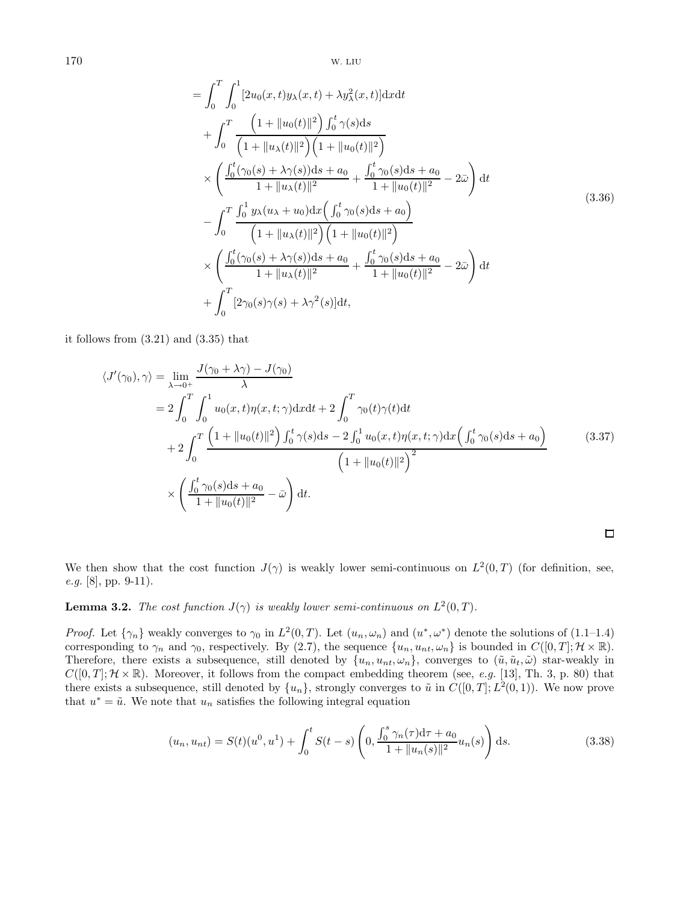$$
\begin{aligned}
&= \int_0^T \int_0^1 [2u_0(x,t)y_\lambda(x,t) + \lambda y_\lambda^2(x,t)]\mathrm{d}x\mathrm{d}t \\
&\quad + \int_0^T \frac{\Big(1+\|u_0(t)\|^2\Big)\int_0^t \gamma(s)\mathrm{d}s}{\Big(1+\|u_\lambda(t)\|^2\Big)\Big(1+\|u_0(t)\|^2\Big)} \\
&\quad \times \left( \frac{\int_0^t (\gamma_0(s)+\lambda\gamma(s))\mathrm{d}s + a_0}{1+\|u_\lambda(t)\|^2} + \frac{\int_0^t \gamma_0(s)\mathrm{d}s + a_0}{1+\|u_0(t)\|^2} - 2\bar{\omega} \right) \mathrm{d}t \\
&\quad - \int_0^T \frac{\int_0^1 y_\lambda(u_\lambda+u_0)\mathrm{d}x\Big(\int_0^t \gamma_0(s)\mathrm{d}s + a_0\Big)}{\Big(1+\|u_\lambda(t)\|^2\Big)\Big(1+\|u_0(t)\|^2\Big)} \\
&\quad \times \left( \frac{\int_0^t (\gamma_0(s)+\lambda\gamma(s))\mathrm{d}s + a_0}{1+\|u_\lambda(t)\|^2} + \frac{\int_0^t \gamma_0(s)\mathrm{d}s + a_0}{1+\|u_0(t)\|^2} - 2\bar{\omega} \right) \mathrm{d}t \\
&\quad + \int_0^T [2\gamma_0(s)\gamma(s) + \lambda\gamma^2(s)]\mathrm{d}t,
\end{aligned}
\tag{3.36}
$$

it follows from (3.21) and (3.35) that

$$
\begin{aligned}
\langle J'(\gamma_0), \gamma\rangle &= \lim_{\lambda\to 0^+} \frac{J(\gamma_0+\lambda\gamma) - J(\gamma_0)}{\lambda} \\
&= 2\int_0^T \int_0^1 u_0(x,t)\eta(x,t;\gamma)\mathrm{d}x\mathrm{d}t + 2\int_0^T \gamma_0(t)\gamma(t)\mathrm{d}t \\
&\quad + 2\int_0^T \frac{\Big(1+\|u_0(t)\|^2\Big)\int_0^t \gamma(s)\mathrm{d}s - 2\int_0^1 u_0(x,t)\eta(x,t;\gamma)\mathrm{d}x\Big(\int_0^t \gamma_0(s)\mathrm{d}s + a_0\Big)}{\Big(1+\|u_0(t)\|^2\Big)^2} \\
&\quad \times \left( \frac{\int_0^t \gamma_0(s)\mathrm{d}s + a_0}{1+\|u_0(t)\|^2} - \bar{\omega} \right) \mathrm{d}t.
\end{aligned}
\tag{3.37}
$$

□

We then show that the cost function $J(\gamma)$ is weakly lower semi-continuous on $L^2(0,T)$ (for definition, see, *e.g.* [8], pp. 9-11).

**Lemma 3.2.** *The cost function $J(\gamma)$ is weakly lower semi-continuous on $L^2(0,T)$.*

*Proof.* Let $\{\gamma_n\}$ weakly converges to $\gamma_0$ in $L^2(0,T)$. Let $(u_n, \omega_n)$ and $(u^*, \omega^*)$ denote the solutions of (1.1–1.4) corresponding to $\gamma_n$ and $\gamma_0$, respectively. By (2.7), the sequence $\{u_n, u_{nt}, \omega_n\}$ is bounded in $C([0,T];\mathcal{H}\times\mathbb{R})$. Therefore, there exists a subsequence, still denoted by $\{u_n, u_{nt}, \omega_n\}$, converges to $(\tilde{u}, \tilde{u}_t, \tilde{\omega})$ star-weakly in $C([0,T];\mathcal{H}\times\mathbb{R})$. Moreover, it follows from the compact embedding theorem (see, *e.g.* [13], Th. 3, p. 80) that there exists a subsequence, still denoted by $\{u_n\}$, strongly converges to $\tilde{u}$ in $C([0,T];L^2(0,1))$. We now prove that $u^* = \tilde{u}$. We note that $u_n$ satisfies the following integral equation

$$
(u_n, u_{nt}) = S(t)(u^0, u^1) + \int_0^t S(t-s)\left(0, \frac{\int_0^s \gamma_n(\tau)\mathrm{d}\tau + a_0}{1+\|u_n(s)\|^2}u_n(s)\right)\mathrm{d}s.
\tag{3.38}
$$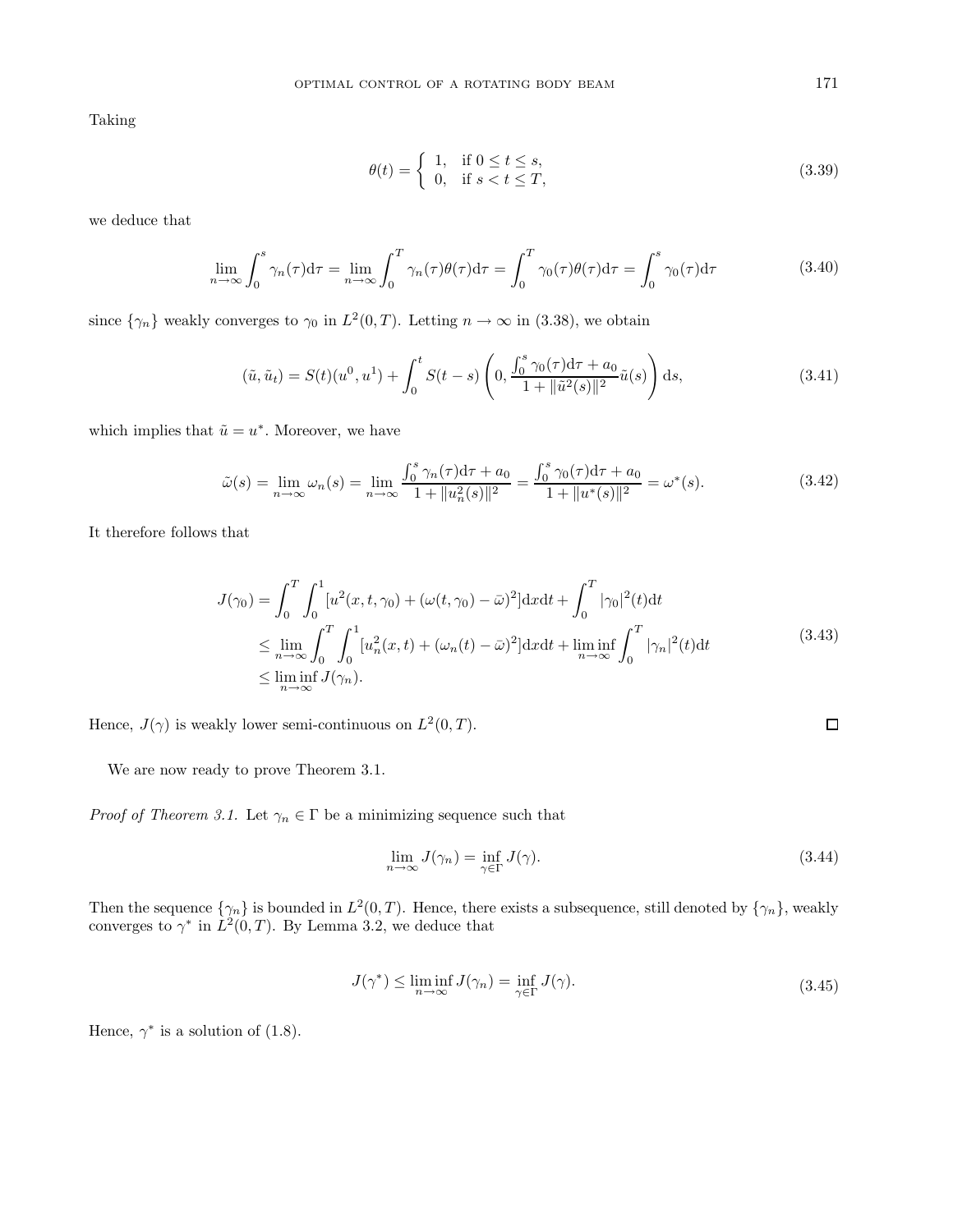Taking

$$\theta(t) = \begin{cases} 1, & \text{if } 0 \le t \le s, \\ 0, & \text{if } s < t \le T, \end{cases} \tag{3.39}$$

we deduce that

$$\lim_{n\to\infty} \int_0^s \gamma_n(\tau)\mathrm{d}\tau = \lim_{n\to\infty} \int_0^T \gamma_n(\tau)\theta(\tau)\mathrm{d}\tau = \int_0^T \gamma_0(\tau)\theta(\tau)\mathrm{d}\tau = \int_0^s \gamma_0(\tau)\mathrm{d}\tau \tag{3.40}$$

since $\{\gamma_n\}$ weakly converges to $\gamma_0$ in $L^2(0,T)$. Letting $n \to \infty$ in (3.38), we obtain

$$(\tilde{u}, \tilde{u}_t) = S(t)(u^0, u^1) + \int_0^t S(t-s)\left(0, \frac{\int_0^s \gamma_0(\tau)\mathrm{d}\tau + a_0}{1 + \|\tilde{u}^2(s)\|^2}\tilde{u}(s)\right)\mathrm{d}s, \tag{3.41}$$

which implies that $\tilde{u} = u^*$. Moreover, we have

$$\tilde{\omega}(s) = \lim_{n\to\infty} \omega_n(s) = \lim_{n\to\infty} \frac{\int_0^s \gamma_n(\tau)\mathrm{d}\tau + a_0}{1 + \|u_n^2(s)\|^2} = \frac{\int_0^s \gamma_0(\tau)\mathrm{d}\tau + a_0}{1 + \|u^*(s)\|^2} = \omega^*(s). \tag{3.42}$$

It therefore follows that

$$\begin{aligned} J(\gamma_0) &= \int_0^T \int_0^1 [u^2(x,t,\gamma_0) + (\omega(t,\gamma_0) - \bar{\omega})^2]\mathrm{d}x\mathrm{d}t + \int_0^T |\gamma_0|^2(t)\mathrm{d}t \\ &\le \lim_{n\to\infty} \int_0^T \int_0^1 [u_n^2(x,t) + (\omega_n(t) - \bar{\omega})^2]\mathrm{d}x\mathrm{d}t + \liminf_{n\to\infty} \int_0^T |\gamma_n|^2(t)\mathrm{d}t \\ &\le \liminf_{n\to\infty} J(\gamma_n). \end{aligned} \tag{3.43}$$

Hence, $J(\gamma)$ is weakly lower semi-continuous on $L^2(0,T)$. □

We are now ready to prove Theorem 3.1.

*Proof of Theorem 3.1.* Let $\gamma_n \in \Gamma$ be a minimizing sequence such that

$$\lim_{n\to\infty} J(\gamma_n) = \inf_{\gamma\in\Gamma} J(\gamma). \tag{3.44}$$

Then the sequence $\{\gamma_n\}$ is bounded in $L^2(0,T)$. Hence, there exists a subsequence, still denoted by $\{\gamma_n\}$, weakly converges to $\gamma^*$ in $L^2(0,T)$. By Lemma 3.2, we deduce that

$$J(\gamma^*) \le \liminf_{n\to\infty} J(\gamma_n) = \inf_{\gamma\in\Gamma} J(\gamma). \tag{3.45}$$

Hence, $\gamma^*$ is a solution of (1.8).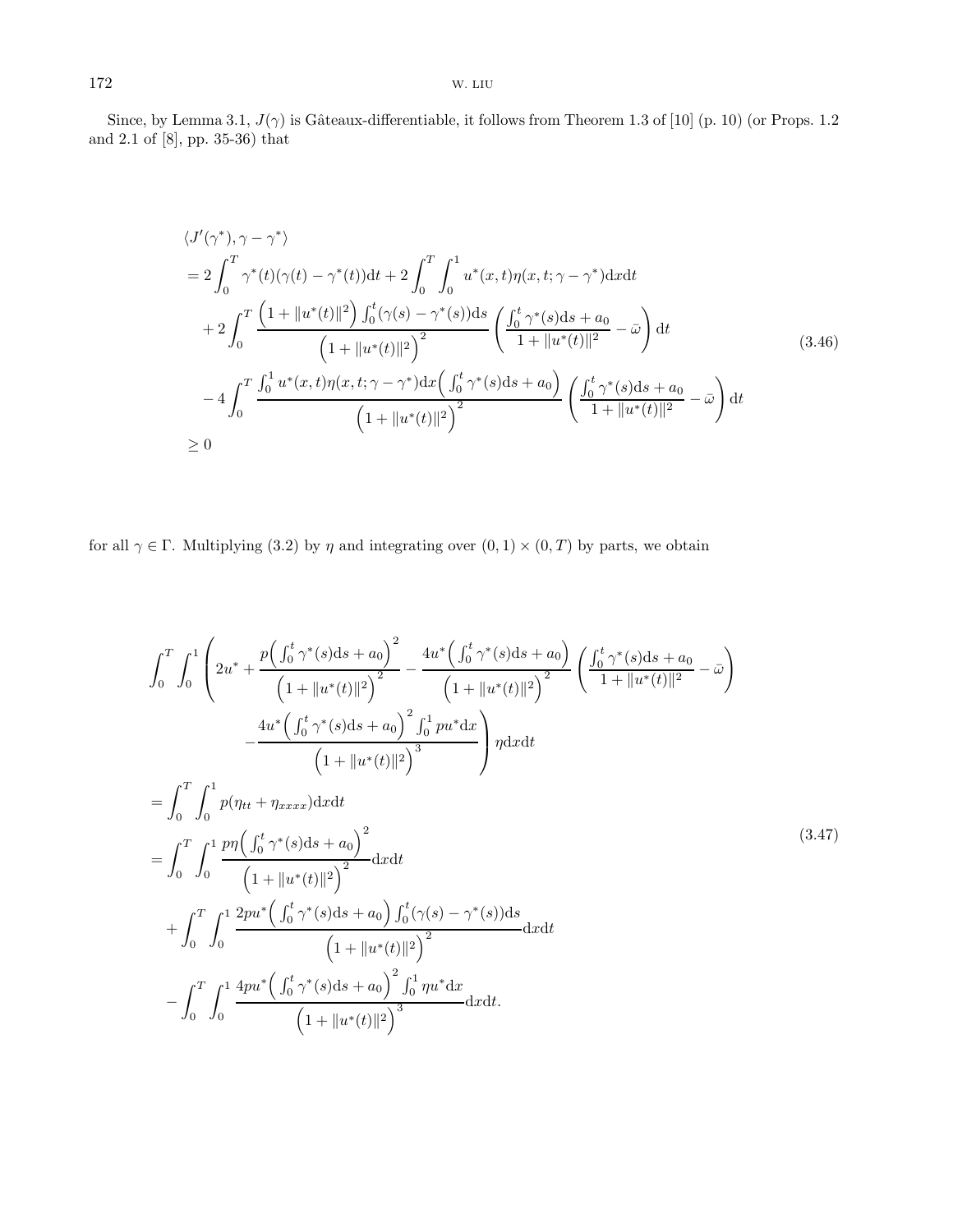Since, by Lemma 3.1, $J(\gamma)$ is Gâteaux-differentiable, it follows from Theorem 1.3 of [10] (p. 10) (or Props. 1.2 and 2.1 of [8], pp. 35-36) that

$$
\begin{aligned}
&\langle J'(\gamma^*), \gamma - \gamma^* \rangle \\
&= 2\int_0^T \gamma^*(t)(\gamma(t) - \gamma^*(t))\mathrm{d}t + 2\int_0^T \int_0^1 u^*(x,t)\eta(x,t;\gamma-\gamma^*)\mathrm{d}x\mathrm{d}t \\
&\quad + 2\int_0^T \frac{\left(1+\|u^*(t)\|^2\right)\int_0^t(\gamma(s)-\gamma^*(s))\mathrm{d}s}{\left(1+\|u^*(t)\|^2\right)^2}\left(\frac{\int_0^t \gamma^*(s)\mathrm{d}s + a_0}{1+\|u^*(t)\|^2} - \bar{\omega}\right)\mathrm{d}t \\
&\quad - 4\int_0^T \frac{\int_0^1 u^*(x,t)\eta(x,t;\gamma-\gamma^*)\mathrm{d}x\Big(\int_0^t \gamma^*(s)\mathrm{d}s + a_0\Big)}{\left(1+\|u^*(t)\|^2\right)^2}\left(\frac{\int_0^t \gamma^*(s)\mathrm{d}s + a_0}{1+\|u^*(t)\|^2} - \bar{\omega}\right)\mathrm{d}t \\
&\geq 0
\end{aligned}
\tag{3.46}
$$

for all $\gamma \in \Gamma$. Multiplying (3.2) by $\eta$ and integrating over $(0,1)\times(0,T)$ by parts, we obtain

$$
\begin{aligned}
&\int_0^T \int_0^1 \left( 2u^* + \frac{p\Big(\int_0^t \gamma^*(s)\mathrm{d}s + a_0\Big)^2}{\left(1+\|u^*(t)\|^2\right)^2} - \frac{4u^*\Big(\int_0^t \gamma^*(s)\mathrm{d}s + a_0\Big)}{\left(1+\|u^*(t)\|^2\right)^2}\left(\frac{\int_0^t \gamma^*(s)\mathrm{d}s + a_0}{1+\|u^*(t)\|^2} - \bar{\omega}\right) \right. \\
&\qquad\qquad \left. - \frac{4u^*\Big(\int_0^t \gamma^*(s)\mathrm{d}s + a_0\Big)^2 \int_0^1 pu^*\mathrm{d}x}{\left(1+\|u^*(t)\|^2\right)^3} \right)\eta\mathrm{d}x\mathrm{d}t \\
&= \int_0^T \int_0^1 p(\eta_{tt} + \eta_{xxxx})\mathrm{d}x\mathrm{d}t \\
&= \int_0^T \int_0^1 \frac{p\eta\Big(\int_0^t \gamma^*(s)\mathrm{d}s + a_0\Big)^2}{\left(1+\|u^*(t)\|^2\right)^2}\mathrm{d}x\mathrm{d}t \\
&\quad + \int_0^T \int_0^1 \frac{2pu^*\Big(\int_0^t \gamma^*(s)\mathrm{d}s + a_0\Big)\int_0^t(\gamma(s)-\gamma^*(s))\mathrm{d}s}{\left(1+\|u^*(t)\|^2\right)^2}\mathrm{d}x\mathrm{d}t \\
&\quad - \int_0^T \int_0^1 \frac{4pu^*\Big(\int_0^t \gamma^*(s)\mathrm{d}s + a_0\Big)^2 \int_0^1 \eta u^*\mathrm{d}x}{\left(1+\|u^*(t)\|^2\right)^3}\mathrm{d}x\mathrm{d}t.
\end{aligned}
\tag{3.47}
$$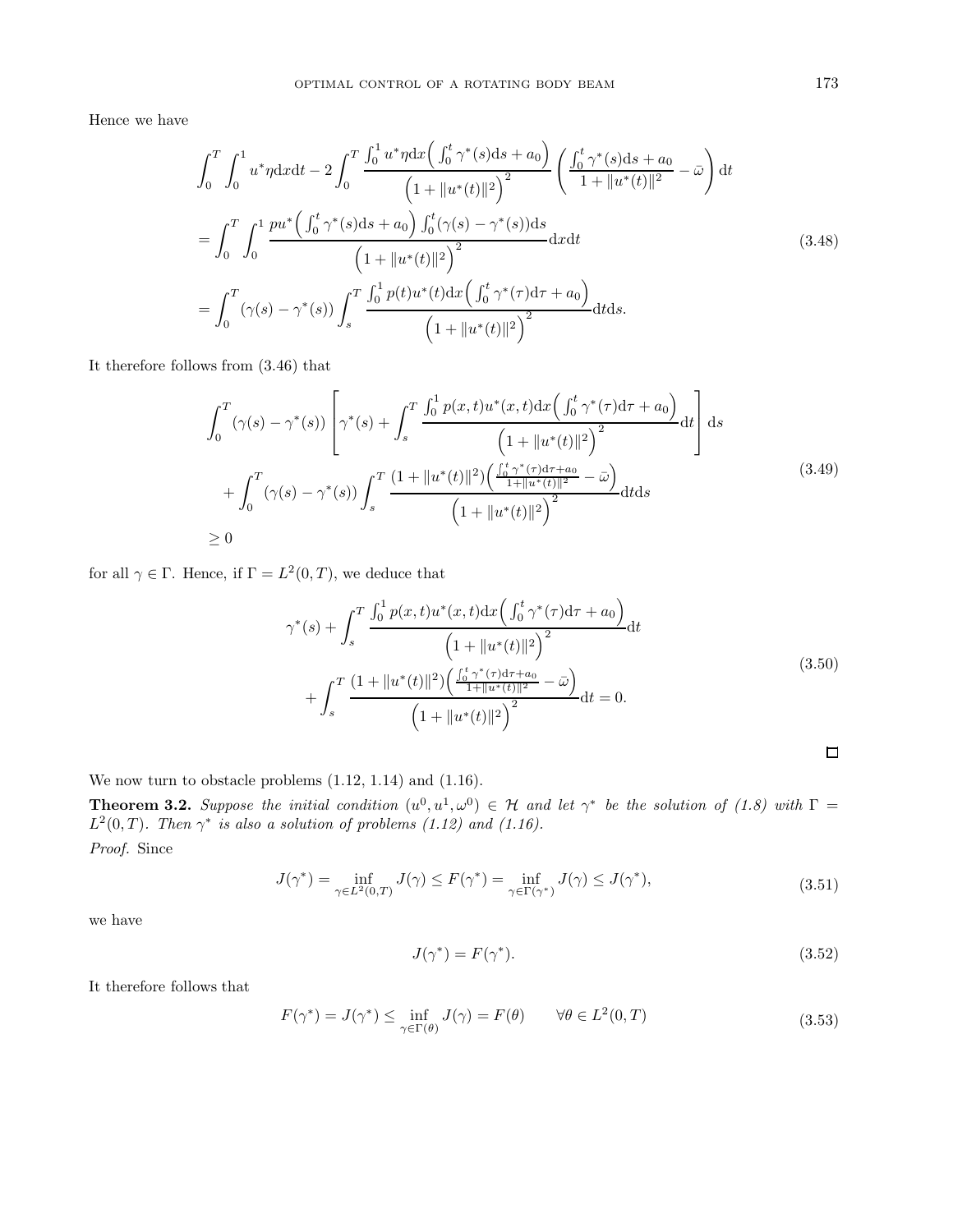Hence we have

$$
\begin{aligned}
&\int_0^T \int_0^1 u^*\eta \mathrm{d}x\mathrm{d}t - 2\int_0^T \frac{\int_0^1 u^*\eta \mathrm{d}x \Big( \int_0^t \gamma^*(s)\mathrm{d}s + a_0 \Big)}{\Big(1+\|u^*(t)\|^2\Big)^2} \left( \frac{\int_0^t \gamma^*(s)\mathrm{d}s + a_0}{1+\|u^*(t)\|^2} - \bar{\omega} \right) \mathrm{d}t \\
&= \int_0^T \int_0^1 \frac{pu^*\Big( \int_0^t \gamma^*(s)\mathrm{d}s + a_0 \Big) \int_0^t (\gamma(s)-\gamma^*(s))\mathrm{d}s}{\Big(1+\|u^*(t)\|^2\Big)^2} \mathrm{d}x\mathrm{d}t \\
&= \int_0^T (\gamma(s)-\gamma^*(s)) \int_s^T \frac{\int_0^1 p(t)u^*(t)\mathrm{d}x \Big( \int_0^t \gamma^*(\tau)\mathrm{d}\tau + a_0 \Big)}{\Big(1+\|u^*(t)\|^2\Big)^2} \mathrm{d}t\mathrm{d}s.
\end{aligned}
\tag{3.48}
$$

It therefore follows from (3.46) that

$$
\begin{aligned}
&\int_0^T (\gamma(s)-\gamma^*(s)) \left[ \gamma^*(s) + \int_s^T \frac{\int_0^1 p(x,t)u^*(x,t)\mathrm{d}x \Big( \int_0^t \gamma^*(\tau)\mathrm{d}\tau + a_0 \Big)}{\Big(1+\|u^*(t)\|^2\Big)^2} \mathrm{d}t \right] \mathrm{d}s \\
&\quad + \int_0^T (\gamma(s)-\gamma^*(s)) \int_s^T \frac{(1+\|u^*(t)\|^2)\Big( \frac{\int_0^t \gamma^*(\tau)\mathrm{d}\tau + a_0}{1+\|u^*(t)\|^2} - \bar{\omega} \Big)}{\Big(1+\|u^*(t)\|^2\Big)^2} \mathrm{d}t\mathrm{d}s \\
&\geq 0
\end{aligned}
\tag{3.49}
$$

for all $\gamma \in \Gamma$. Hence, if $\Gamma = L^2(0,T)$, we deduce that

$$
\begin{aligned}
&\gamma^*(s) + \int_s^T \frac{\int_0^1 p(x,t)u^*(x,t)\mathrm{d}x \Big( \int_0^t \gamma^*(\tau)\mathrm{d}\tau + a_0 \Big)}{\Big(1+\|u^*(t)\|^2\Big)^2} \mathrm{d}t \\
&\quad + \int_s^T \frac{(1+\|u^*(t)\|^2)\Big( \frac{\int_0^t \gamma^*(\tau)\mathrm{d}\tau + a_0}{1+\|u^*(t)\|^2} - \bar{\omega} \Big)}{\Big(1+\|u^*(t)\|^2\Big)^2} \mathrm{d}t = 0.
\end{aligned}
\tag{3.50}
$$

□

We now turn to obstacle problems (1.12, 1.14) and (1.16).

**Theorem 3.2.** *Suppose the initial condition $(u^0, u^1, \omega^0) \in \mathcal{H}$ and let $\gamma^*$ be the solution of (1.8) with $\Gamma = L^2(0,T)$. Then $\gamma^*$ is also a solution of problems (1.12) and (1.16).*

*Proof.* Since

$$
J(\gamma^*) = \inf_{\gamma \in L^2(0,T)} J(\gamma) \leq F(\gamma^*) = \inf_{\gamma \in \Gamma(\gamma^*)} J(\gamma) \leq J(\gamma^*), \tag{3.51}
$$

we have

$$
J(\gamma^*) = F(\gamma^*). \tag{3.52}
$$

It therefore follows that

$$
F(\gamma^*) = J(\gamma^*) \leq \inf_{\gamma \in \Gamma(\theta)} J(\gamma) = F(\theta) \qquad \forall \theta \in L^2(0,T) \tag{3.53}
$$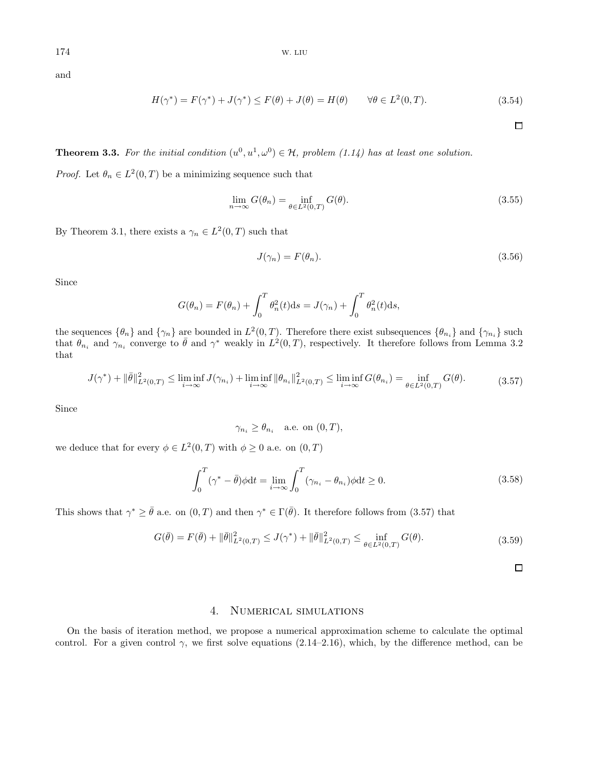and

$$H(\gamma^*) = F(\gamma^*) + J(\gamma^*) \leq F(\theta) + J(\theta) = H(\theta) \qquad \forall \theta \in L^2(0,T). \tag{3.54}$$

□

**Theorem 3.3.** *For the initial condition $(u^0, u^1, \omega^0) \in \mathcal{H}$, problem (1.14) has at least one solution.*

*Proof.* Let $\theta_n \in L^2(0,T)$ be a minimizing sequence such that

$$\lim_{n\to\infty} G(\theta_n) = \inf_{\theta \in L^2(0,T)} G(\theta). \tag{3.55}$$

By Theorem 3.1, there exists a $\gamma_n \in L^2(0,T)$ such that

$$J(\gamma_n) = F(\theta_n). \tag{3.56}$$

Since

$$G(\theta_n) = F(\theta_n) + \int_0^T \theta_n^2(t)\mathrm{d}s = J(\gamma_n) + \int_0^T \theta_n^2(t)\mathrm{d}s,$$

the sequences $\{\theta_n\}$ and $\{\gamma_n\}$ are bounded in $L^2(0,T)$. Therefore there exist subsequences $\{\theta_{n_i}\}$ and $\{\gamma_{n_i}\}$ such that $\theta_{n_i}$ and $\gamma_{n_i}$ converge to $\bar{\theta}$ and $\gamma^*$ weakly in $L^2(0,T)$, respectively. It therefore follows from Lemma 3.2 that

$$J(\gamma^*) + \|\bar{\theta}\|^2_{L^2(0,T)} \leq \liminf_{i\to\infty} J(\gamma_{n_i}) + \liminf_{i\to\infty} \|\theta_{n_i}\|^2_{L^2(0,T)} \leq \liminf_{i\to\infty} G(\theta_{n_i}) = \inf_{\theta\in L^2(0,T)} G(\theta). \tag{3.57}$$

Since

$$\gamma_{n_i} \geq \theta_{n_i} \quad \text{a.e. on } (0,T),$$

we deduce that for every $\phi \in L^2(0,T)$ with $\phi \geq 0$ a.e. on $(0,T)$

$$\int_0^T (\gamma^* - \bar{\theta})\phi \mathrm{d}t = \lim_{i\to\infty} \int_0^T (\gamma_{n_i} - \theta_{n_i})\phi \mathrm{d}t \geq 0. \tag{3.58}$$

This shows that $\gamma^* \geq \bar{\theta}$ a.e. on $(0,T)$ and then $\gamma^* \in \Gamma(\bar{\theta})$. It therefore follows from (3.57) that

$$G(\bar{\theta}) = F(\bar{\theta}) + \|\bar{\theta}\|^2_{L^2(0,T)} \leq J(\gamma^*) + \|\bar{\theta}\|^2_{L^2(0,T)} \leq \inf_{\theta\in L^2(0,T)} G(\theta). \tag{3.59}$$

□

## 4. Numerical simulations

On the basis of iteration method, we propose a numerical approximation scheme to calculate the optimal control. For a given control $\gamma$, we first solve equations (2.14–2.16), which, by the difference method, can be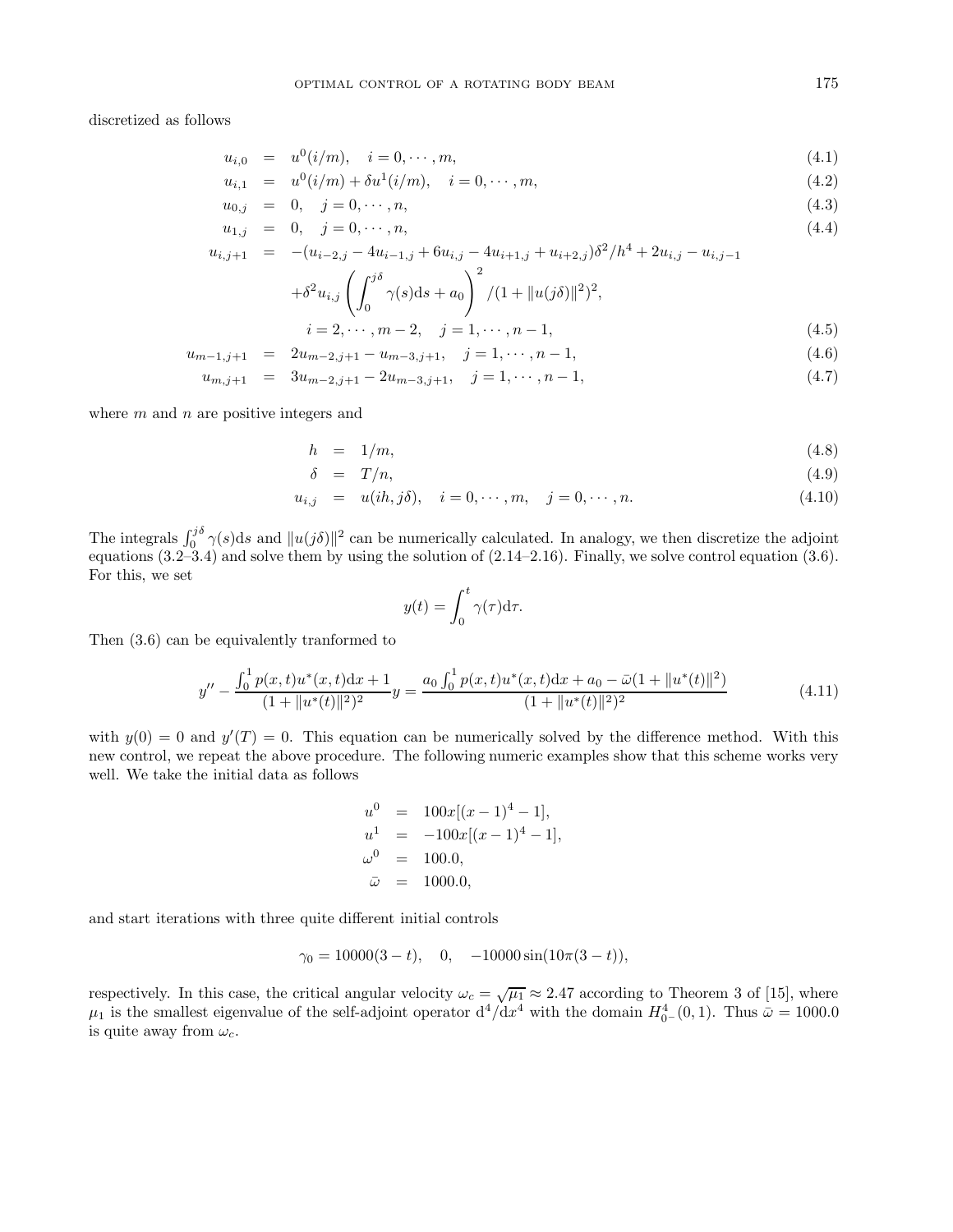discretized as follows

$$
\begin{aligned}
u_{i,0} &= u^0(i/m), \quad i = 0, \cdots, m, && (4.1)\\
u_{i,1} &= u^0(i/m) + \delta u^1(i/m), \quad i = 0, \cdots, m, && (4.2)\\
u_{0,j} &= 0, \quad j = 0, \cdots, n, && (4.3)\\
u_{1,j} &= 0, \quad j = 0, \cdots, n, && (4.4)\\
u_{i,j+1} &= -(u_{i-2,j} - 4u_{i-1,j} + 6u_{i,j} - 4u_{i+1,j} + u_{i+2,j})\delta^2/h^4 + 2u_{i,j} - u_{i,j-1} \\
&\quad + \delta^2 u_{i,j} \left( \int_0^{j\delta} \gamma(s)\mathrm{d}s + a_0 \right)^2 / (1 + \|u(j\delta)\|^2)^2, \\
&\qquad i = 2, \cdots, m-2, \quad j = 1, \cdots, n-1, && (4.5)\\
u_{m-1,j+1} &= 2u_{m-2,j+1} - u_{m-3,j+1}, \quad j = 1, \cdots, n-1, && (4.6)\\
u_{m,j+1} &= 3u_{m-2,j+1} - 2u_{m-3,j+1}, \quad j = 1, \cdots, n-1, && (4.7)
\end{aligned}
$$

where $m$ and $n$ are positive integers and

$$
\begin{aligned}
h &= 1/m, && (4.8)\\
\delta &= T/n, && (4.9)\\
u_{i,j} &= u(ih, j\delta), \quad i = 0, \cdots, m, \quad j = 0, \cdots, n. && (4.10)
\end{aligned}
$$

The integrals $\int_0^{j\delta} \gamma(s)\mathrm{d}s$ and $\|u(j\delta)\|^2$ can be numerically calculated. In analogy, we then discretize the adjoint equations (3.2–3.4) and solve them by using the solution of (2.14–2.16). Finally, we solve control equation (3.6). For this, we set

$$
y(t) = \int_0^t \gamma(\tau)\mathrm{d}\tau.
$$

Then (3.6) can be equivalently tranformed to

$$
y'' - \frac{\int_0^1 p(x,t)u^*(x,t)\mathrm{d}x + 1}{(1 + \|u^*(t)\|^2)^2} y = \frac{a_0 \int_0^1 p(x,t)u^*(x,t)\mathrm{d}x + a_0 - \bar{\omega}(1 + \|u^*(t)\|^2)}{(1 + \|u^*(t)\|^2)^2} \tag{4.11}
$$

with $y(0) = 0$ and $y'(T) = 0$. This equation can be numerically solved by the difference method. With this new control, we repeat the above procedure. The following numeric examples show that this scheme works very well. We take the initial data as follows

$$
\begin{aligned}
u^0 &= 100x[(x-1)^4 - 1],\\
u^1 &= -100x[(x-1)^4 - 1],\\
\omega^0 &= 100.0,\\
\bar{\omega} &= 1000.0,
\end{aligned}
$$

and start iterations with three quite different initial controls

$$
\gamma_0 = 10000(3 - t), \quad 0, \quad -10000\sin(10\pi(3 - t)),
$$

respectively. In this case, the critical angular velocity $\omega_c = \sqrt{\mu_1} \approx 2.47$ according to Theorem 3 of [15], where $\mu_1$ is the smallest eigenvalue of the self-adjoint operator $\mathrm{d}^4/\mathrm{d}x^4$ with the domain $H^4_{0-}(0,1)$. Thus $\bar{\omega} = 1000.0$ is quite away from $\omega_c$.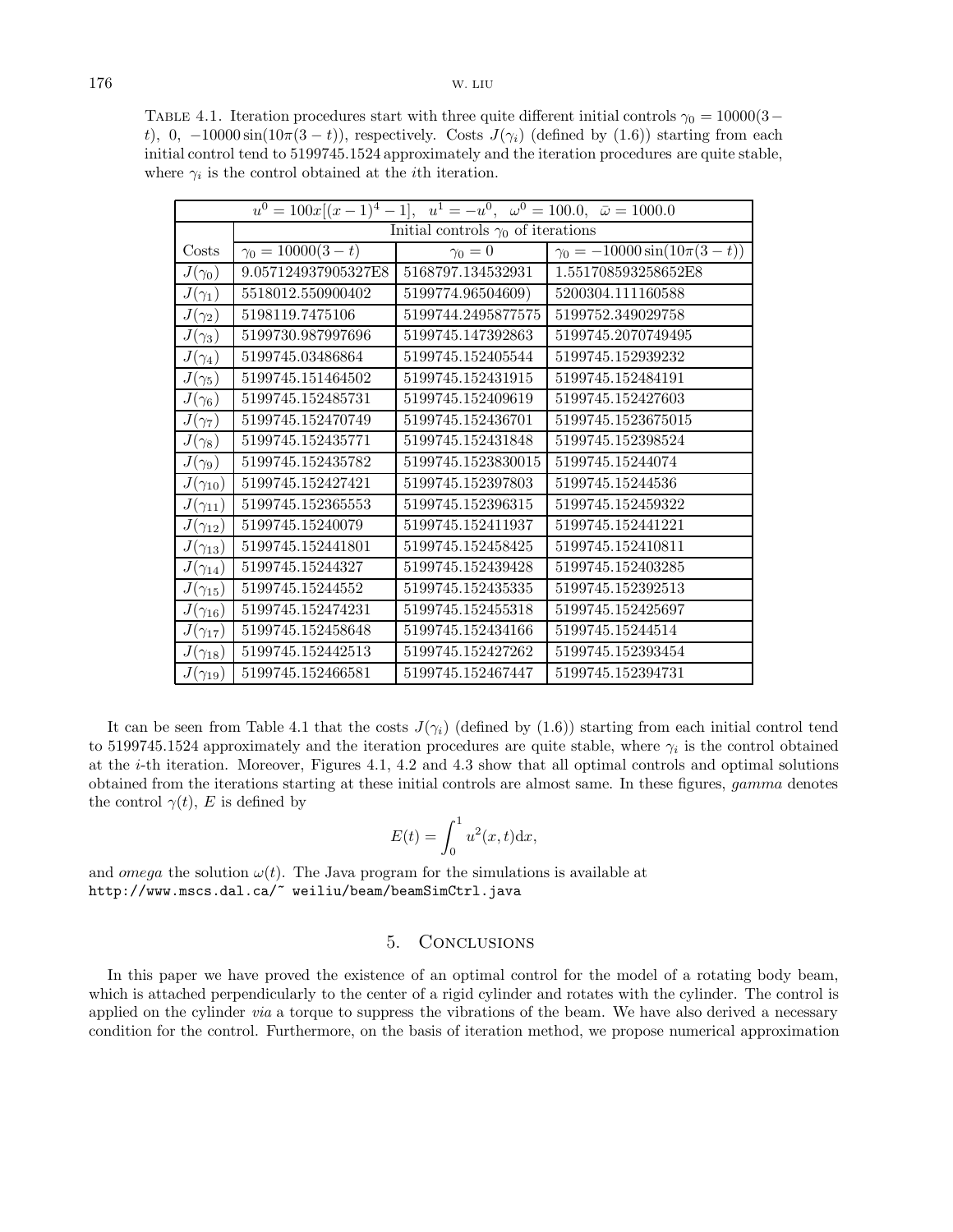Table 4.1. Iteration procedures start with three quite different initial controls $\gamma_0 = 10000(3-t)$, $0$, $-10000\sin(10\pi(3-t))$, respectively. Costs $J(\gamma_i)$ (defined by (1.6)) starting from each initial control tend to 5199745.1524 approximately and the iteration procedures are quite stable, where $\gamma_i$ is the control obtained at the $i$th iteration.

| $u^0 = 100x[(x-1)^4 - 1]$, $u^1 = -u^0$, $\omega^0 = 100.0$, $\bar{\omega} = 1000.0$ | | | |
|---|---|---|---|
| | Initial controls $\gamma_0$ of iterations | | |
| Costs | $\gamma_0 = 10000(3-t)$ | $\gamma_0 = 0$ | $\gamma_0 = -10000\sin(10\pi(3-t))$ |
| $J(\gamma_0)$ | 9.057124937905327E8 | 5168797.134532931 | 1.551708593258652E8 |
| $J(\gamma_1)$ | 5518012.550900402 | 5199774.96504609) | 5200304.111160588 |
| $J(\gamma_2)$ | 5198119.7475106 | 5199744.2495877575 | 5199752.349029758 |
| $J(\gamma_3)$ | 5199730.987997696 | 5199745.147392863 | 5199745.2070749495 |
| $J(\gamma_4)$ | 5199745.03486864 | 5199745.152405544 | 5199745.152939232 |
| $J(\gamma_5)$ | 5199745.151464502 | 5199745.152431915 | 5199745.152484191 |
| $J(\gamma_6)$ | 5199745.152485731 | 5199745.152409619 | 5199745.152427603 |
| $J(\gamma_7)$ | 5199745.152470749 | 5199745.152436701 | 5199745.1523675015 |
| $J(\gamma_8)$ | 5199745.152435771 | 5199745.152431848 | 5199745.152398524 |
| $J(\gamma_9)$ | 5199745.152435782 | 5199745.1523830015 | 5199745.15244074 |
| $J(\gamma_{10})$ | 5199745.152427421 | 5199745.152397803 | 5199745.15244536 |
| $J(\gamma_{11})$ | 5199745.152365553 | 5199745.152396315 | 5199745.152459322 |
| $J(\gamma_{12})$ | 5199745.15240079 | 5199745.152411937 | 5199745.152441221 |
| $J(\gamma_{13})$ | 5199745.152441801 | 5199745.152458425 | 5199745.152410811 |
| $J(\gamma_{14})$ | 5199745.15244327 | 5199745.152439428 | 5199745.152403285 |
| $J(\gamma_{15})$ | 5199745.15244552 | 5199745.152435335 | 5199745.152392513 |
| $J(\gamma_{16})$ | 5199745.152474231 | 5199745.152455318 | 5199745.152425697 |
| $J(\gamma_{17})$ | 5199745.152458648 | 5199745.152434166 | 5199745.15244514 |
| $J(\gamma_{18})$ | 5199745.152442513 | 5199745.152427262 | 5199745.152393454 |
| $J(\gamma_{19})$ | 5199745.152466581 | 5199745.152467447 | 5199745.152394731 |

It can be seen from Table 4.1 that the costs $J(\gamma_i)$ (defined by (1.6)) starting from each initial control tend to 5199745.1524 approximately and the iteration procedures are quite stable, where $\gamma_i$ is the control obtained at the $i$-th iteration. Moreover, Figures 4.1, 4.2 and 4.3 show that all optimal controls and optimal solutions obtained from the iterations starting at these initial controls are almost same. In these figures, *gamma* denotes the control $\gamma(t)$, $E$ is defined by

$$E(t) = \int_0^1 u^2(x,t)\mathrm{d}x,$$

and *omega* the solution $\omega(t)$. The Java program for the simulations is available at
`http://www.mscs.dal.ca/~ weiliu/beam/beamSimCtrl.java`

## 5. Conclusions

In this paper we have proved the existence of an optimal control for the model of a rotating body beam, which is attached perpendicularly to the center of a rigid cylinder and rotates with the cylinder. The control is applied on the cylinder *via* a torque to suppress the vibrations of the beam. We have also derived a necessary condition for the control. Furthermore, on the basis of iteration method, we propose numerical approximation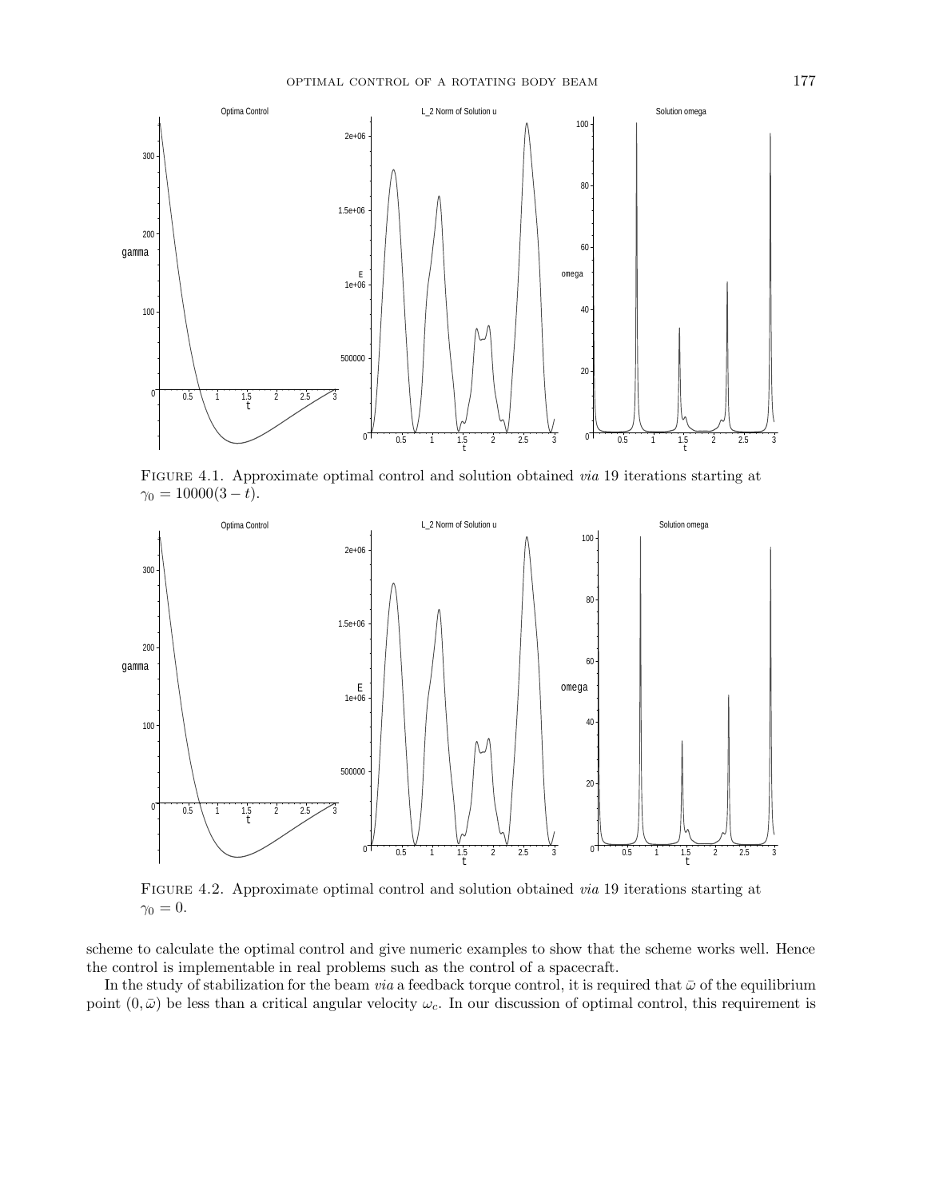Figure 4.1. Approximate optimal control and solution obtained *via* 19 iterations starting at $\gamma_0 = 10000(3-t)$.

Figure 4.2. Approximate optimal control and solution obtained *via* 19 iterations starting at $\gamma_0 = 0$.

scheme to calculate the optimal control and give numeric examples to show that the scheme works well. Hence the control is implementable in real problems such as the control of a spacecraft.

In the study of stabilization for the beam *via* a feedback torque control, it is required that $\bar{\omega}$ of the equilibrium point $(0, \bar{\omega})$ be less than a critical angular velocity $\omega_c$. In our discussion of optimal control, this requirement is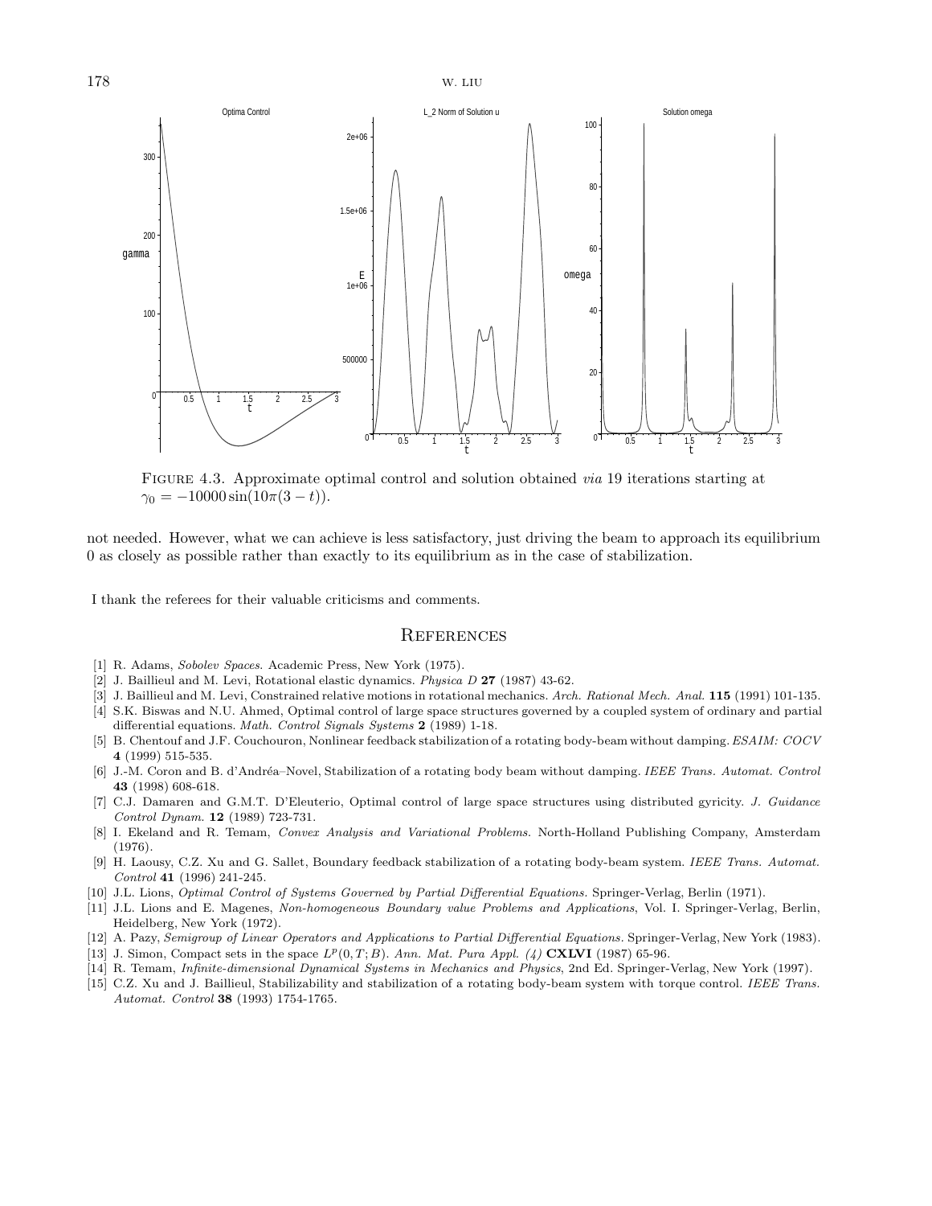Optima Control

gamma

t

L_2 Norm of Solution u

E

t

Solution omega

omega

t

Figure 4.3. Approximate optimal control and solution obtained *via* 19 iterations starting at $\gamma_0 = -10000\sin(10\pi(3-t))$.

not needed. However, what we can achieve is less satisfactory, just driving the beam to approach its equilibrium 0 as closely as possible rather than exactly to its equilibrium as in the case of stabilization.

I thank the referees for their valuable criticisms and comments.

## References

[1] R. Adams, *Sobolev Spaces*. Academic Press, New York (1975).

[2] J. Baillieul and M. Levi, Rotational elastic dynamics. *Physica D* **27** (1987) 43-62.

[3] J. Baillieul and M. Levi, Constrained relative motions in rotational mechanics. *Arch. Rational Mech. Anal.* **115** (1991) 101-135.

[4] S.K. Biswas and N.U. Ahmed, Optimal control of large space structures governed by a coupled system of ordinary and partial differential equations. *Math. Control Signals Systems* **2** (1989) 1-18.

[5] B. Chentouf and J.F. Couchouron, Nonlinear feedback stabilization of a rotating body-beam without damping. *ESAIM: COCV* **4** (1999) 515-535.

[6] J.-M. Coron and B. d'Andréa–Novel, Stabilization of a rotating body beam without damping. *IEEE Trans. Automat. Control* **43** (1998) 608-618.

[7] C.J. Damaren and G.M.T. D'Eleuterio, Optimal control of large space structures using distributed gyricity. *J. Guidance Control Dynam.* **12** (1989) 723-731.

[8] I. Ekeland and R. Temam, *Convex Analysis and Variational Problems*. North-Holland Publishing Company, Amsterdam (1976).

[9] H. Laousy, C.Z. Xu and G. Sallet, Boundary feedback stabilization of a rotating body-beam system. *IEEE Trans. Automat. Control* **41** (1996) 241-245.

[10] J.L. Lions, *Optimal Control of Systems Governed by Partial Differential Equations*. Springer-Verlag, Berlin (1971).

[11] J.L. Lions and E. Magenes, *Non-homogeneous Boundary value Problems and Applications*, Vol. I. Springer-Verlag, Berlin, Heidelberg, New York (1972).

[12] A. Pazy, *Semigroup of Linear Operators and Applications to Partial Differential Equations*. Springer-Verlag, New York (1983).

[13] J. Simon, Compact sets in the space $L^p(0,T;B)$. *Ann. Mat. Pura Appl. (4)* **CXLVI** (1987) 65-96.

[14] R. Temam, *Infinite-dimensional Dynamical Systems in Mechanics and Physics*, 2nd Ed. Springer-Verlag, New York (1997).

[15] C.Z. Xu and J. Baillieul, Stabilizability and stabilization of a rotating body-beam system with torque control. *IEEE Trans. Automat. Control* **38** (1993) 1754-1765.